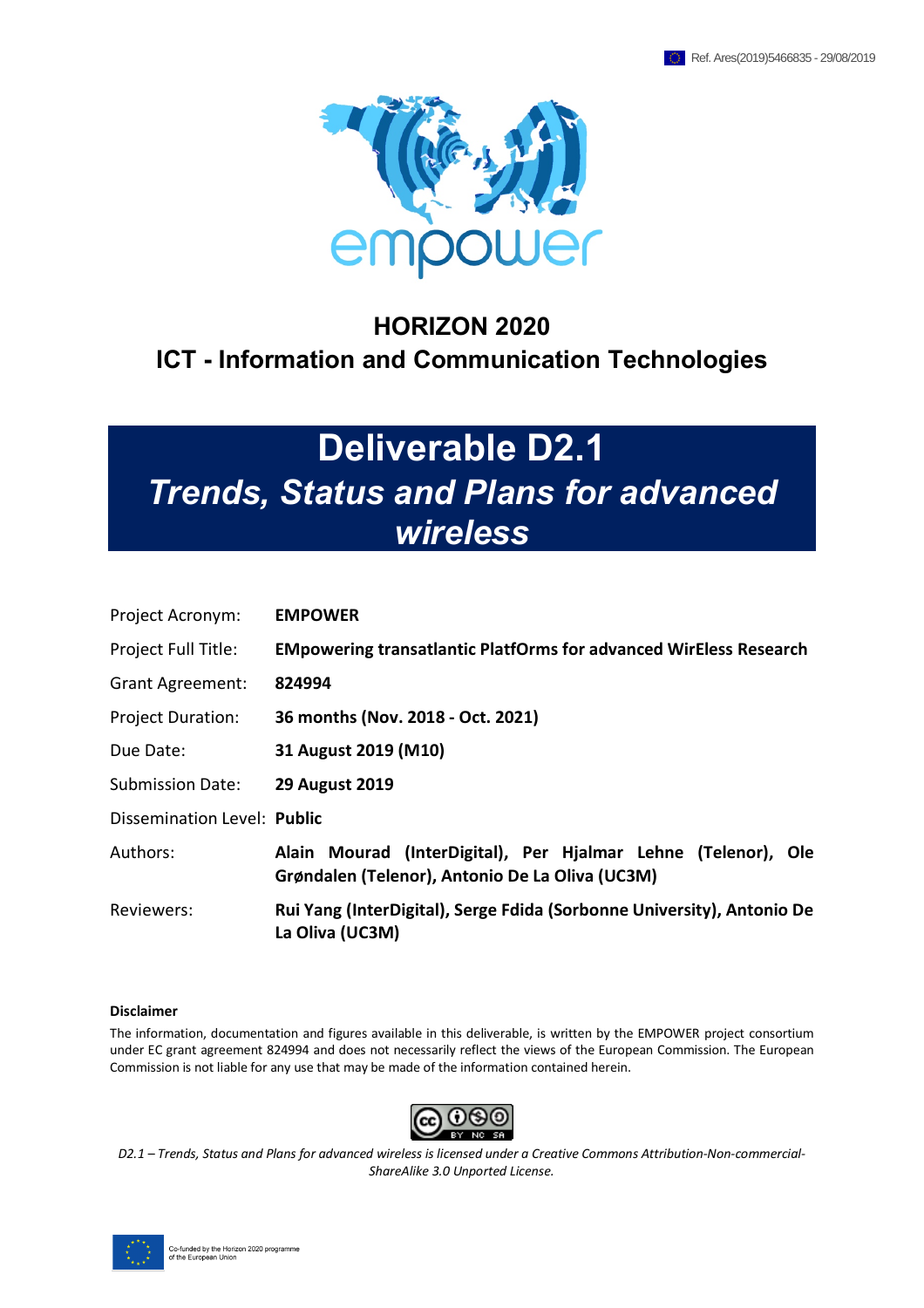Ref. Ares(2019)5466835 - 29/08/2019

empower

# HORIZON 2020

## ICT - Information and Communication Technologies

# Deliverable D2.1

## *Trends, Status and Plans for advanced wireless*

| | |
|---|---|
| Project Acronym: | **EMPOWER** |
| Project Full Title: | **EMpowering transatlantic PlatfOrms for advanced WirEless Research** |
| Grant Agreement: | **824994** |
| Project Duration: | **36 months (Nov. 2018 - Oct. 2021)** |
| Due Date: | **31 August 2019 (M10)** |
| Submission Date: | **29 August 2019** |
| Dissemination Level: | **Public** |
| Authors: | **Alain Mourad (InterDigital), Per Hjalmar Lehne (Telenor), Ole Grøndalen (Telenor), Antonio De La Oliva (UC3M)** |
| Reviewers: | **Rui Yang (InterDigital), Serge Fdida (Sorbonne University), Antonio De La Oliva (UC3M)** |

**Disclaimer**

The information, documentation and figures available in this deliverable, is written by the EMPOWER project consortium under EC grant agreement 824994 and does not necessarily reflect the views of the European Commission. The European Commission is not liable for any use that may be made of the information contained herein.

*D2.1 – Trends, Status and Plans for advanced wireless is licensed under a Creative Commons Attribution-Non-commercial-ShareAlike 3.0 Unported License.*

Co-funded by the Horizon 2020 programme of the European Union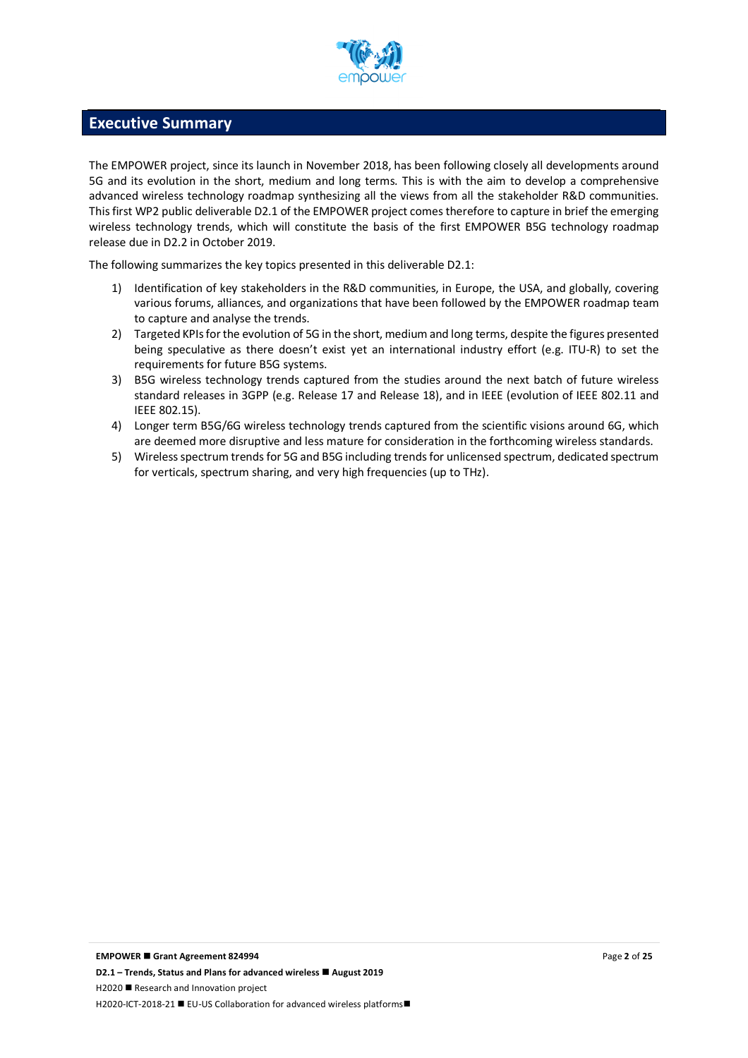# Executive Summary

The EMPOWER project, since its launch in November 2018, has been following closely all developments around 5G and its evolution in the short, medium and long terms. This is with the aim to develop a comprehensive advanced wireless technology roadmap synthesizing all the views from all the stakeholder R&D communities. This first WP2 public deliverable D2.1 of the EMPOWER project comes therefore to capture in brief the emerging wireless technology trends, which will constitute the basis of the first EMPOWER B5G technology roadmap release due in D2.2 in October 2019.

The following summarizes the key topics presented in this deliverable D2.1:

1) Identification of key stakeholders in the R&D communities, in Europe, the USA, and globally, covering various forums, alliances, and organizations that have been followed by the EMPOWER roadmap team to capture and analyse the trends.
2) Targeted KPIs for the evolution of 5G in the short, medium and long terms, despite the figures presented being speculative as there doesn't exist yet an international industry effort (e.g. ITU-R) to set the requirements for future B5G systems.
3) B5G wireless technology trends captured from the studies around the next batch of future wireless standard releases in 3GPP (e.g. Release 17 and Release 18), and in IEEE (evolution of IEEE 802.11 and IEEE 802.15).
4) Longer term B5G/6G wireless technology trends captured from the scientific visions around 6G, which are deemed more disruptive and less mature for consideration in the forthcoming wireless standards.
5) Wireless spectrum trends for 5G and B5G including trends for unlicensed spectrum, dedicated spectrum for verticals, spectrum sharing, and very high frequencies (up to THz).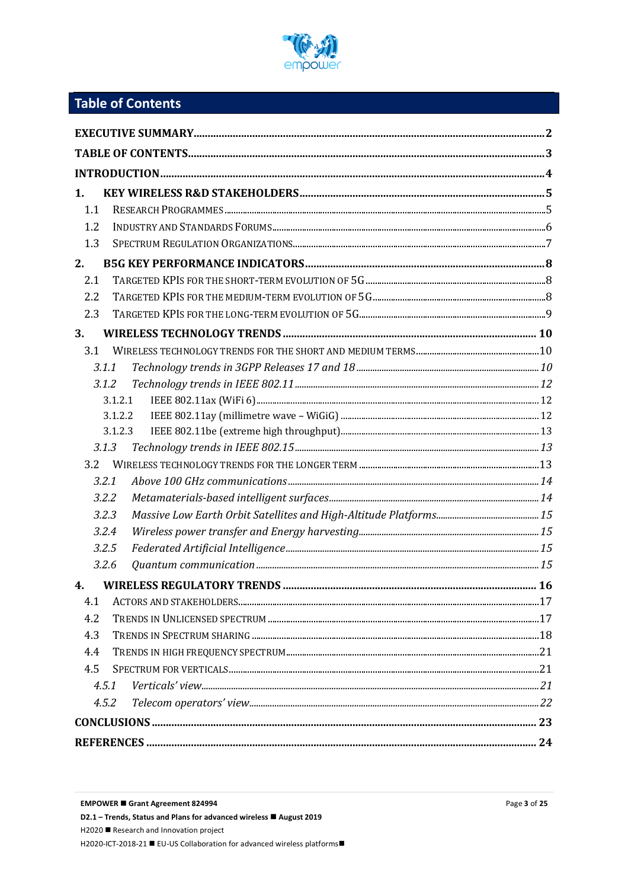## Table of Contents

**EXECUTIVE SUMMARY** ..... 2

**TABLE OF CONTENTS** ..... 3

**INTRODUCTION** ..... 4

**1. KEY WIRELESS R&D STAKEHOLDERS** ..... 5

- 1.1 RESEARCH PROGRAMMES ..... 5
- 1.2 INDUSTRY AND STANDARDS FORUMS ..... 6
- 1.3 SPECTRUM REGULATION ORGANIZATIONS ..... 7

**2. B5G KEY PERFORMANCE INDICATORS** ..... 8

- 2.1 TARGETED KPIS FOR THE SHORT-TERM EVOLUTION OF 5G ..... 8
- 2.2 TARGETED KPIS FOR THE MEDIUM-TERM EVOLUTION OF 5G ..... 8
- 2.3 TARGETED KPIS FOR THE LONG-TERM EVOLUTION OF 5G ..... 9

**3. WIRELESS TECHNOLOGY TRENDS** ..... 10

- 3.1 WIRELESS TECHNOLOGY TRENDS FOR THE SHORT AND MEDIUM TERMS ..... 10
  - *3.1.1 Technology trends in 3GPP Releases 17 and 18* ..... *10*
  - *3.1.2 Technology trends in IEEE 802.11* ..... *12*
    - 3.1.2.1 IEEE 802.11ax (WiFi 6) ..... 12
    - 3.1.2.2 IEEE 802.11ay (millimetre wave – WiGiG) ..... 12
    - 3.1.2.3 IEEE 802.11be (extreme high throughput) ..... 13
  - *3.1.3 Technology trends in IEEE 802.15* ..... *13*
- 3.2 WIRELESS TECHNOLOGY TRENDS FOR THE LONGER TERM ..... 13
  - *3.2.1 Above 100 GHz communications* ..... *14*
  - *3.2.2 Metamaterials-based intelligent surfaces* ..... *14*
  - *3.2.3 Massive Low Earth Orbit Satellites and High-Altitude Platforms* ..... *15*
  - *3.2.4 Wireless power transfer and Energy harvesting* ..... *15*
  - *3.2.5 Federated Artificial Intelligence* ..... *15*
  - *3.2.6 Quantum communication* ..... *15*

**4. WIRELESS REGULATORY TRENDS** ..... 16

- 4.1 ACTORS AND STAKEHOLDERS ..... 17
- 4.2 TRENDS IN UNLICENSED SPECTRUM ..... 17
- 4.3 TRENDS IN SPECTRUM SHARING ..... 18
- 4.4 TRENDS IN HIGH FREQUENCY SPECTRUM ..... 21
- 4.5 SPECTRUM FOR VERTICALS ..... 21
  - *4.5.1 Verticals' view* ..... *21*
  - *4.5.2 Telecom operators' view* ..... *22*

**CONCLUSIONS** ..... 23

**REFERENCES** ..... 24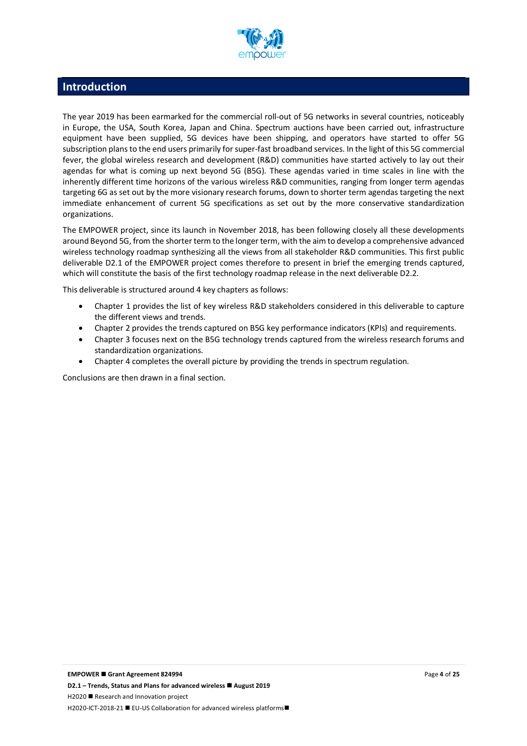# Introduction

The year 2019 has been earmarked for the commercial roll-out of 5G networks in several countries, noticeably in Europe, the USA, South Korea, Japan and China. Spectrum auctions have been carried out, infrastructure equipment have been supplied, 5G devices have been shipping, and operators have started to offer 5G subscription plans to the end users primarily for super-fast broadband services. In the light of this 5G commercial fever, the global wireless research and development (R&D) communities have started actively to lay out their agendas for what is coming up next beyond 5G (B5G). These agendas varied in time scales in line with the inherently different time horizons of the various wireless R&D communities, ranging from longer term agendas targeting 6G as set out by the more visionary research forums, down to shorter term agendas targeting the next immediate enhancement of current 5G specifications as set out by the more conservative standardization organizations.

The EMPOWER project, since its launch in November 2018, has been following closely all these developments around Beyond 5G, from the shorter term to the longer term, with the aim to develop a comprehensive advanced wireless technology roadmap synthesizing all the views from all stakeholder R&D communities. This first public deliverable D2.1 of the EMPOWER project comes therefore to present in brief the emerging trends captured, which will constitute the basis of the first technology roadmap release in the next deliverable D2.2.

This deliverable is structured around 4 key chapters as follows:

- Chapter 1 provides the list of key wireless R&D stakeholders considered in this deliverable to capture the different views and trends.
- Chapter 2 provides the trends captured on B5G key performance indicators (KPIs) and requirements.
- Chapter 3 focuses next on the B5G technology trends captured from the wireless research forums and standardization organizations.
- Chapter 4 completes the overall picture by providing the trends in spectrum regulation.

Conclusions are then drawn in a final section.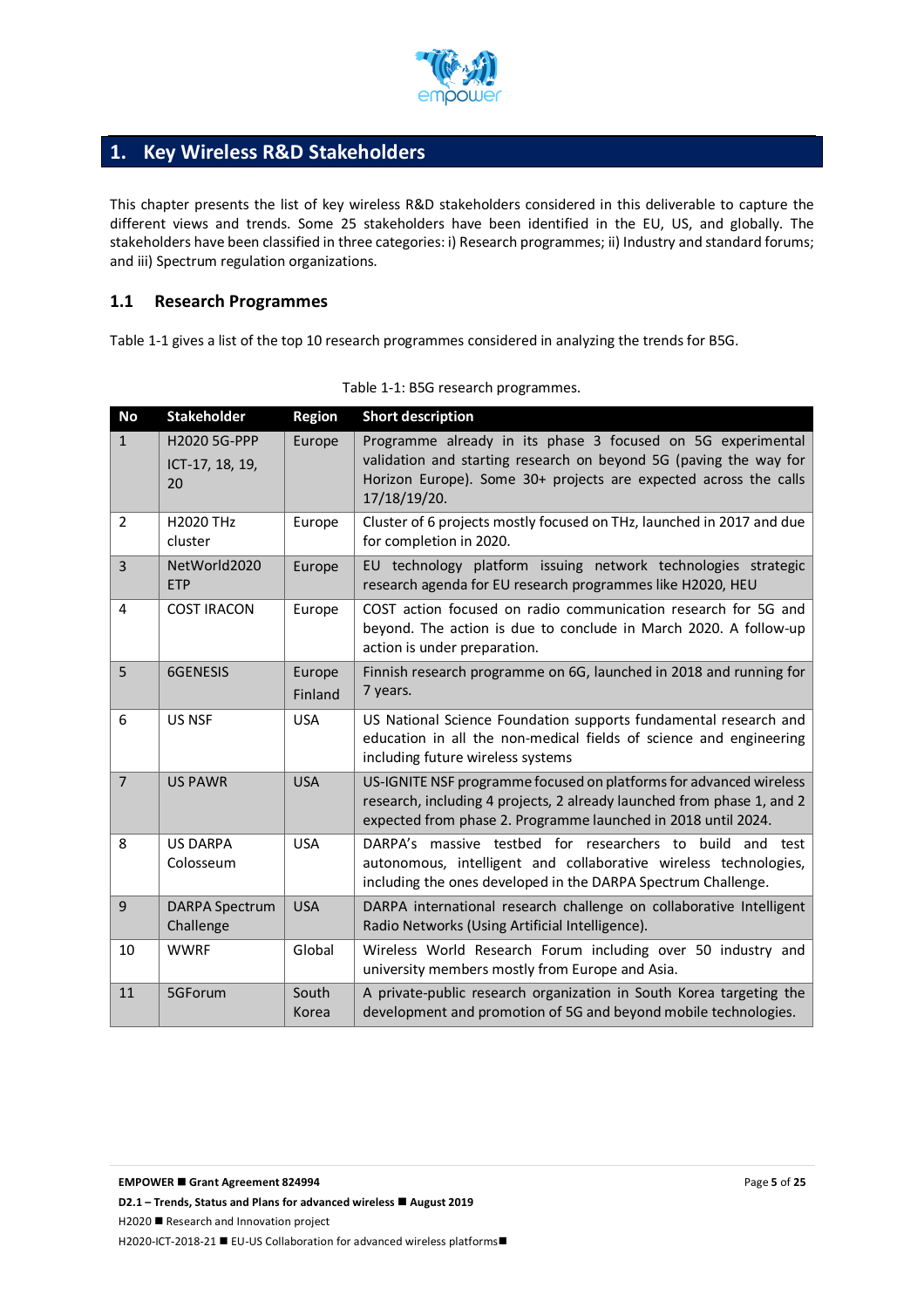# 1. Key Wireless R&D Stakeholders

This chapter presents the list of key wireless R&D stakeholders considered in this deliverable to capture the different views and trends. Some 25 stakeholders have been identified in the EU, US, and globally. The stakeholders have been classified in three categories: i) Research programmes; ii) Industry and standard forums; and iii) Spectrum regulation organizations.

## 1.1 Research Programmes

Table 1-1 gives a list of the top 10 research programmes considered in analyzing the trends for B5G.

Table 1-1: B5G research programmes.

| No | Stakeholder | Region | Short description |
|---|---|---|---|
| 1 | H2020 5G-PPP ICT-17, 18, 19, 20 | Europe | Programme already in its phase 3 focused on 5G experimental validation and starting research on beyond 5G (paving the way for Horizon Europe). Some 30+ projects are expected across the calls 17/18/19/20. |
| 2 | H2020 THz cluster | Europe | Cluster of 6 projects mostly focused on THz, launched in 2017 and due for completion in 2020. |
| 3 | NetWorld2020 ETP | Europe | EU technology platform issuing network technologies strategic research agenda for EU research programmes like H2020, HEU |
| 4 | COST IRACON | Europe | COST action focused on radio communication research for 5G and beyond. The action is due to conclude in March 2020. A follow-up action is under preparation. |
| 5 | 6GENESIS | Europe Finland | Finnish research programme on 6G, launched in 2018 and running for 7 years. |
| 6 | US NSF | USA | US National Science Foundation supports fundamental research and education in all the non-medical fields of science and engineering including future wireless systems |
| 7 | US PAWR | USA | US-IGNITE NSF programme focused on platforms for advanced wireless research, including 4 projects, 2 already launched from phase 1, and 2 expected from phase 2. Programme launched in 2018 until 2024. |
| 8 | US DARPA Colosseum | USA | DARPA's massive testbed for researchers to build and test autonomous, intelligent and collaborative wireless technologies, including the ones developed in the DARPA Spectrum Challenge. |
| 9 | DARPA Spectrum Challenge | USA | DARPA international research challenge on collaborative Intelligent Radio Networks (Using Artificial Intelligence). |
| 10 | WWRF | Global | Wireless World Research Forum including over 50 industry and university members mostly from Europe and Asia. |
| 11 | 5GForum | South Korea | A private-public research organization in South Korea targeting the development and promotion of 5G and beyond mobile technologies. |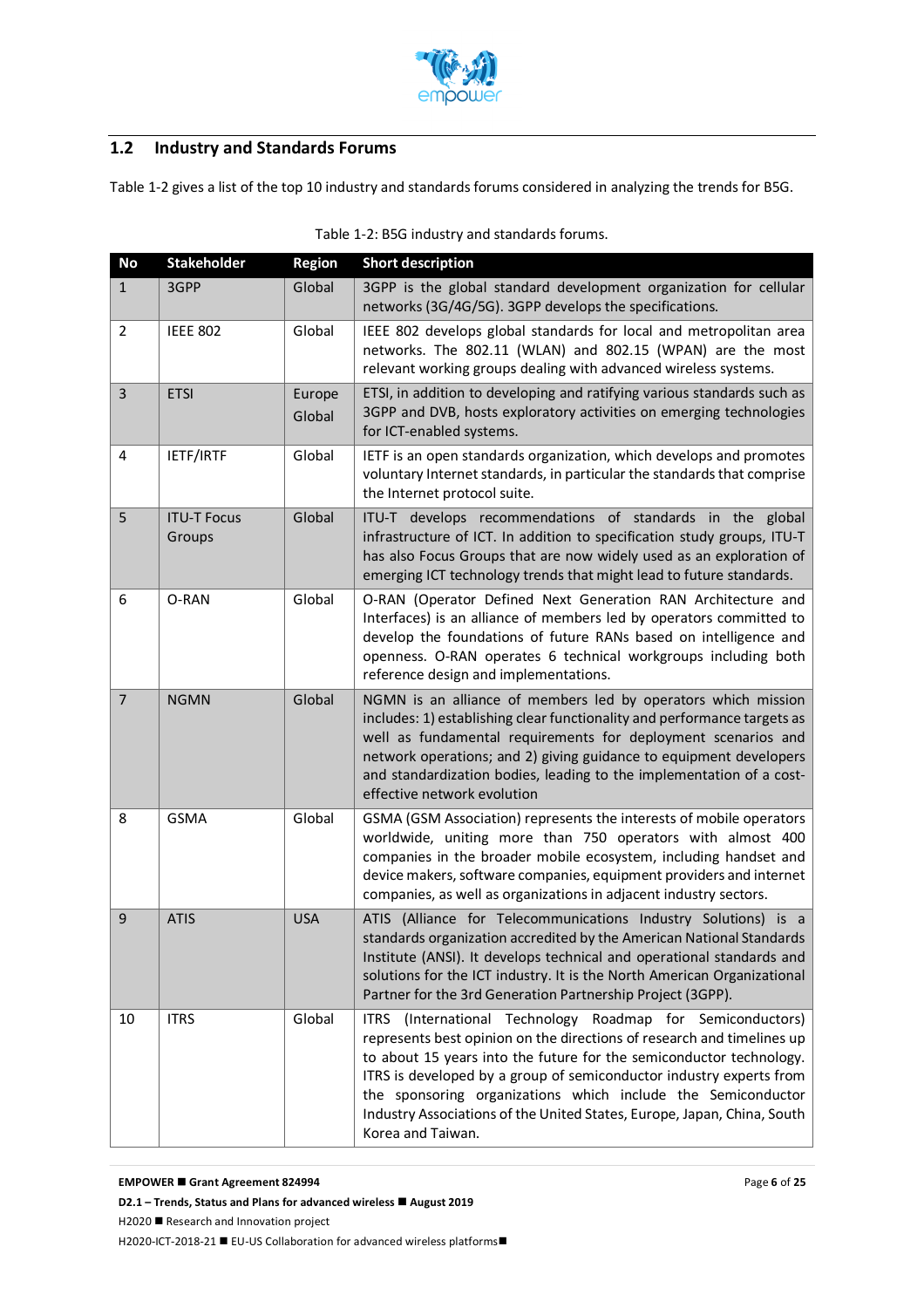## 1.2 Industry and Standards Forums

Table 1-2 gives a list of the top 10 industry and standards forums considered in analyzing the trends for B5G.

Table 1-2: B5G industry and standards forums.

| No | Stakeholder | Region | Short description |
|---|---|---|---|
| 1 | 3GPP | Global | 3GPP is the global standard development organization for cellular networks (3G/4G/5G). 3GPP develops the specifications. |
| 2 | IEEE 802 | Global | IEEE 802 develops global standards for local and metropolitan area networks. The 802.11 (WLAN) and 802.15 (WPAN) are the most relevant working groups dealing with advanced wireless systems. |
| 3 | ETSI | Europe Global | ETSI, in addition to developing and ratifying various standards such as 3GPP and DVB, hosts exploratory activities on emerging technologies for ICT-enabled systems. |
| 4 | IETF/IRTF | Global | IETF is an open standards organization, which develops and promotes voluntary Internet standards, in particular the standards that comprise the Internet protocol suite. |
| 5 | ITU-T Focus Groups | Global | ITU-T develops recommendations of standards in the global infrastructure of ICT. In addition to specification study groups, ITU-T has also Focus Groups that are now widely used as an exploration of emerging ICT technology trends that might lead to future standards. |
| 6 | O-RAN | Global | O-RAN (Operator Defined Next Generation RAN Architecture and Interfaces) is an alliance of members led by operators committed to develop the foundations of future RANs based on intelligence and openness. O-RAN operates 6 technical workgroups including both reference design and implementations. |
| 7 | NGMN | Global | NGMN is an alliance of members led by operators which mission includes: 1) establishing clear functionality and performance targets as well as fundamental requirements for deployment scenarios and network operations; and 2) giving guidance to equipment developers and standardization bodies, leading to the implementation of a cost-effective network evolution |
| 8 | GSMA | Global | GSMA (GSM Association) represents the interests of mobile operators worldwide, uniting more than 750 operators with almost 400 companies in the broader mobile ecosystem, including handset and device makers, software companies, equipment providers and internet companies, as well as organizations in adjacent industry sectors. |
| 9 | ATIS | USA | ATIS (Alliance for Telecommunications Industry Solutions) is a standards organization accredited by the American National Standards Institute (ANSI). It develops technical and operational standards and solutions for the ICT industry. It is the North American Organizational Partner for the 3rd Generation Partnership Project (3GPP). |
| 10 | ITRS | Global | ITRS (International Technology Roadmap for Semiconductors) represents best opinion on the directions of research and timelines up to about 15 years into the future for the semiconductor technology. ITRS is developed by a group of semiconductor industry experts from the sponsoring organizations which include the Semiconductor Industry Associations of the United States, Europe, Japan, China, South Korea and Taiwan. |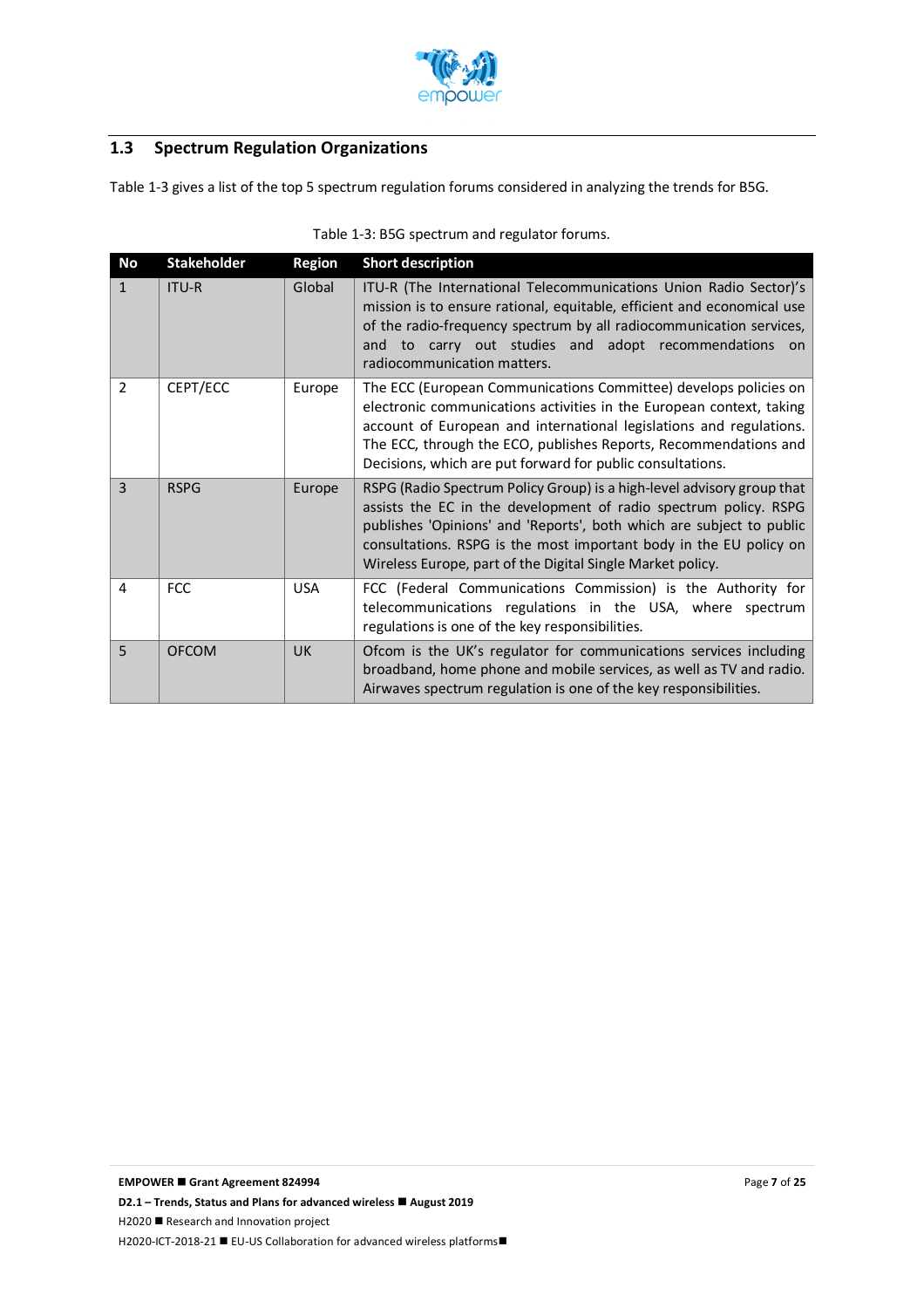## 1.3 Spectrum Regulation Organizations

Table 1-3 gives a list of the top 5 spectrum regulation forums considered in analyzing the trends for B5G.

Table 1-3: B5G spectrum and regulator forums.

| No | Stakeholder | Region | Short description |
|---|---|---|---|
| 1 | ITU-R | Global | ITU-R (The International Telecommunications Union Radio Sector)'s mission is to ensure rational, equitable, efficient and economical use of the radio-frequency spectrum by all radiocommunication services, and to carry out studies and adopt recommendations on radiocommunication matters. |
| 2 | CEPT/ECC | Europe | The ECC (European Communications Committee) develops policies on electronic communications activities in the European context, taking account of European and international legislations and regulations. The ECC, through the ECO, publishes Reports, Recommendations and Decisions, which are put forward for public consultations. |
| 3 | RSPG | Europe | RSPG (Radio Spectrum Policy Group) is a high-level advisory group that assists the EC in the development of radio spectrum policy. RSPG publishes 'Opinions' and 'Reports', both which are subject to public consultations. RSPG is the most important body in the EU policy on Wireless Europe, part of the Digital Single Market policy. |
| 4 | FCC | USA | FCC (Federal Communications Commission) is the Authority for telecommunications regulations in the USA, where spectrum regulations is one of the key responsibilities. |
| 5 | OFCOM | UK | Ofcom is the UK's regulator for communications services including broadband, home phone and mobile services, as well as TV and radio. Airwaves spectrum regulation is one of the key responsibilities. |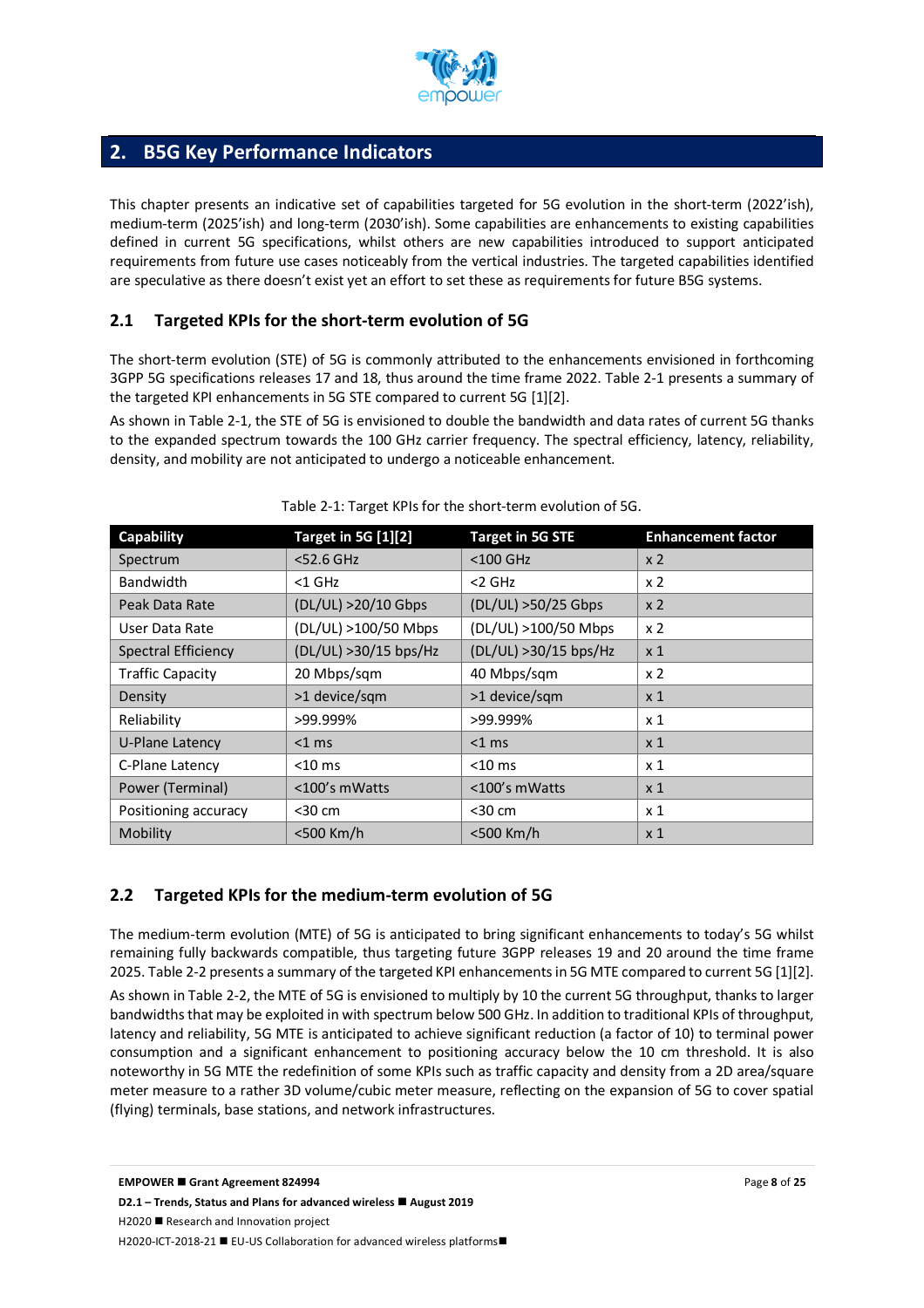## 2. B5G Key Performance Indicators

This chapter presents an indicative set of capabilities targeted for 5G evolution in the short-term (2022'ish), medium-term (2025'ish) and long-term (2030'ish). Some capabilities are enhancements to existing capabilities defined in current 5G specifications, whilst others are new capabilities introduced to support anticipated requirements from future use cases noticeably from the vertical industries. The targeted capabilities identified are speculative as there doesn't exist yet an effort to set these as requirements for future B5G systems.

### 2.1 Targeted KPIs for the short-term evolution of 5G

The short-term evolution (STE) of 5G is commonly attributed to the enhancements envisioned in forthcoming 3GPP 5G specifications releases 17 and 18, thus around the time frame 2022. Table 2-1 presents a summary of the targeted KPI enhancements in 5G STE compared to current 5G [1][2].

As shown in Table 2-1, the STE of 5G is envisioned to double the bandwidth and data rates of current 5G thanks to the expanded spectrum towards the 100 GHz carrier frequency. The spectral efficiency, latency, reliability, density, and mobility are not anticipated to undergo a noticeable enhancement.

Table 2-1: Target KPIs for the short-term evolution of 5G.

| Capability | Target in 5G [1][2] | Target in 5G STE | Enhancement factor |
|---|---|---|---|
| Spectrum | <52.6 GHz | <100 GHz | x 2 |
| Bandwidth | <1 GHz | <2 GHz | x 2 |
| Peak Data Rate | (DL/UL) >20/10 Gbps | (DL/UL) >50/25 Gbps | x 2 |
| User Data Rate | (DL/UL) >100/50 Mbps | (DL/UL) >100/50 Mbps | x 2 |
| Spectral Efficiency | (DL/UL) >30/15 bps/Hz | (DL/UL) >30/15 bps/Hz | x 1 |
| Traffic Capacity | 20 Mbps/sqm | 40 Mbps/sqm | x 2 |
| Density | >1 device/sqm | >1 device/sqm | x 1 |
| Reliability | >99.999% | >99.999% | x 1 |
| U-Plane Latency | <1 ms | <1 ms | x 1 |
| C-Plane Latency | <10 ms | <10 ms | x 1 |
| Power (Terminal) | <100's mWatts | <100's mWatts | x 1 |
| Positioning accuracy | <30 cm | <30 cm | x 1 |
| Mobility | <500 Km/h | <500 Km/h | x 1 |

### 2.2 Targeted KPIs for the medium-term evolution of 5G

The medium-term evolution (MTE) of 5G is anticipated to bring significant enhancements to today's 5G whilst remaining fully backwards compatible, thus targeting future 3GPP releases 19 and 20 around the time frame 2025. Table 2-2 presents a summary of the targeted KPI enhancements in 5G MTE compared to current 5G [1][2].

As shown in Table 2-2, the MTE of 5G is envisioned to multiply by 10 the current 5G throughput, thanks to larger bandwidths that may be exploited in with spectrum below 500 GHz. In addition to traditional KPIs of throughput, latency and reliability, 5G MTE is anticipated to achieve significant reduction (a factor of 10) to terminal power consumption and a significant enhancement to positioning accuracy below the 10 cm threshold. It is also noteworthy in 5G MTE the redefinition of some KPIs such as traffic capacity and density from a 2D area/square meter measure to a rather 3D volume/cubic meter measure, reflecting on the expansion of 5G to cover spatial (flying) terminals, base stations, and network infrastructures.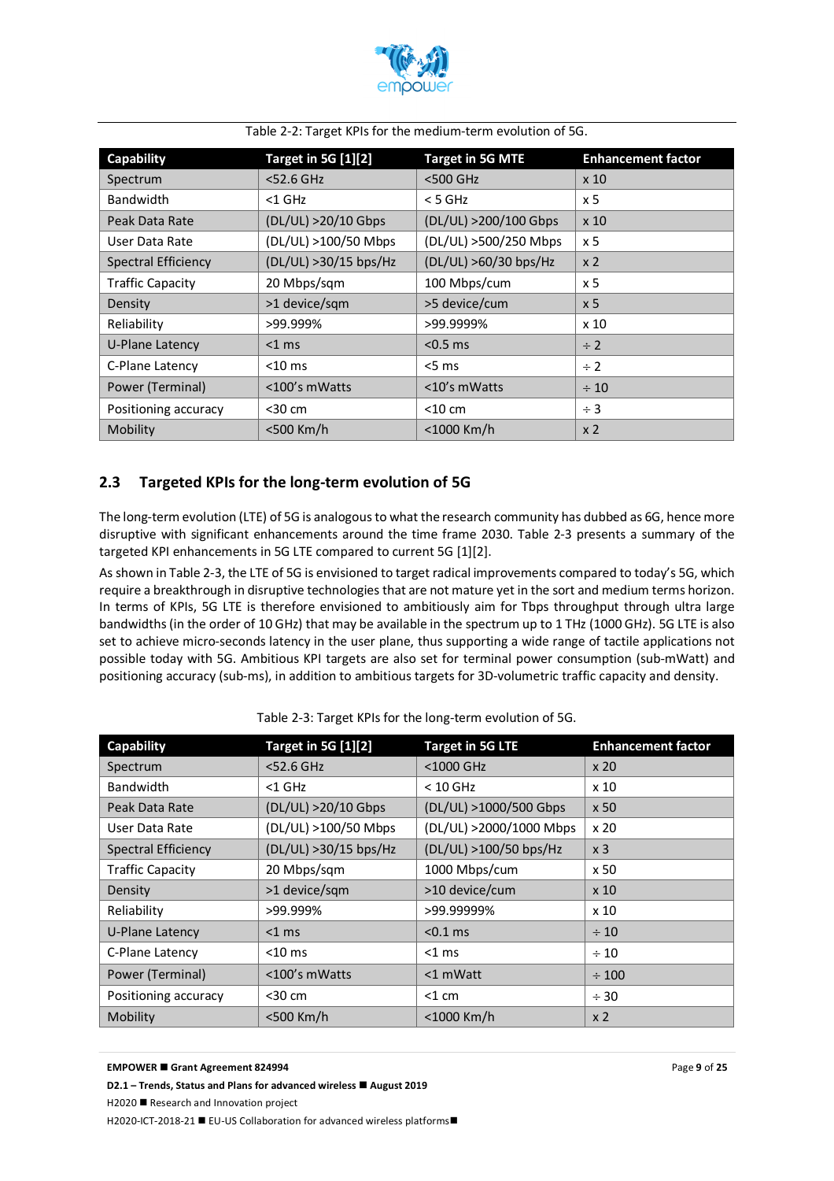Table 2-2: Target KPIs for the medium-term evolution of 5G.

| Capability | Target in 5G [1][2] | Target in 5G MTE | Enhancement factor |
|---|---|---|---|
| Spectrum | <52.6 GHz | <500 GHz | x 10 |
| Bandwidth | <1 GHz | < 5 GHz | x 5 |
| Peak Data Rate | (DL/UL) >20/10 Gbps | (DL/UL) >200/100 Gbps | x 10 |
| User Data Rate | (DL/UL) >100/50 Mbps | (DL/UL) >500/250 Mbps | x 5 |
| Spectral Efficiency | (DL/UL) >30/15 bps/Hz | (DL/UL) >60/30 bps/Hz | x 2 |
| Traffic Capacity | 20 Mbps/sqm | 100 Mbps/cum | x 5 |
| Density | >1 device/sqm | >5 device/cum | x 5 |
| Reliability | >99.999% | >99.9999% | x 10 |
| U-Plane Latency | <1 ms | <0.5 ms | ÷ 2 |
| C-Plane Latency | <10 ms | <5 ms | ÷ 2 |
| Power (Terminal) | <100's mWatts | <10's mWatts | ÷ 10 |
| Positioning accuracy | <30 cm | <10 cm | ÷ 3 |
| Mobility | <500 Km/h | <1000 Km/h | x 2 |

## 2.3 Targeted KPIs for the long-term evolution of 5G

The long-term evolution (LTE) of 5G is analogous to what the research community has dubbed as 6G, hence more disruptive with significant enhancements around the time frame 2030. Table 2-3 presents a summary of the targeted KPI enhancements in 5G LTE compared to current 5G [1][2].

As shown in Table 2-3, the LTE of 5G is envisioned to target radical improvements compared to today's 5G, which require a breakthrough in disruptive technologies that are not mature yet in the sort and medium terms horizon. In terms of KPIs, 5G LTE is therefore envisioned to ambitiously aim for Tbps throughput through ultra large bandwidths (in the order of 10 GHz) that may be available in the spectrum up to 1 THz (1000 GHz). 5G LTE is also set to achieve micro-seconds latency in the user plane, thus supporting a wide range of tactile applications not possible today with 5G. Ambitious KPI targets are also set for terminal power consumption (sub-mWatt) and positioning accuracy (sub-ms), in addition to ambitious targets for 3D-volumetric traffic capacity and density.

Table 2-3: Target KPIs for the long-term evolution of 5G.

| Capability | Target in 5G [1][2] | Target in 5G LTE | Enhancement factor |
|---|---|---|---|
| Spectrum | <52.6 GHz | <1000 GHz | x 20 |
| Bandwidth | <1 GHz | < 10 GHz | x 10 |
| Peak Data Rate | (DL/UL) >20/10 Gbps | (DL/UL) >1000/500 Gbps | x 50 |
| User Data Rate | (DL/UL) >100/50 Mbps | (DL/UL) >2000/1000 Mbps | x 20 |
| Spectral Efficiency | (DL/UL) >30/15 bps/Hz | (DL/UL) >100/50 bps/Hz | x 3 |
| Traffic Capacity | 20 Mbps/sqm | 1000 Mbps/cum | x 50 |
| Density | >1 device/sqm | >10 device/cum | x 10 |
| Reliability | >99.999% | >99.99999% | x 10 |
| U-Plane Latency | <1 ms | <0.1 ms | ÷ 10 |
| C-Plane Latency | <10 ms | <1 ms | ÷ 10 |
| Power (Terminal) | <100's mWatts | <1 mWatt | ÷ 100 |
| Positioning accuracy | <30 cm | <1 cm | ÷ 30 |
| Mobility | <500 Km/h | <1000 Km/h | x 2 |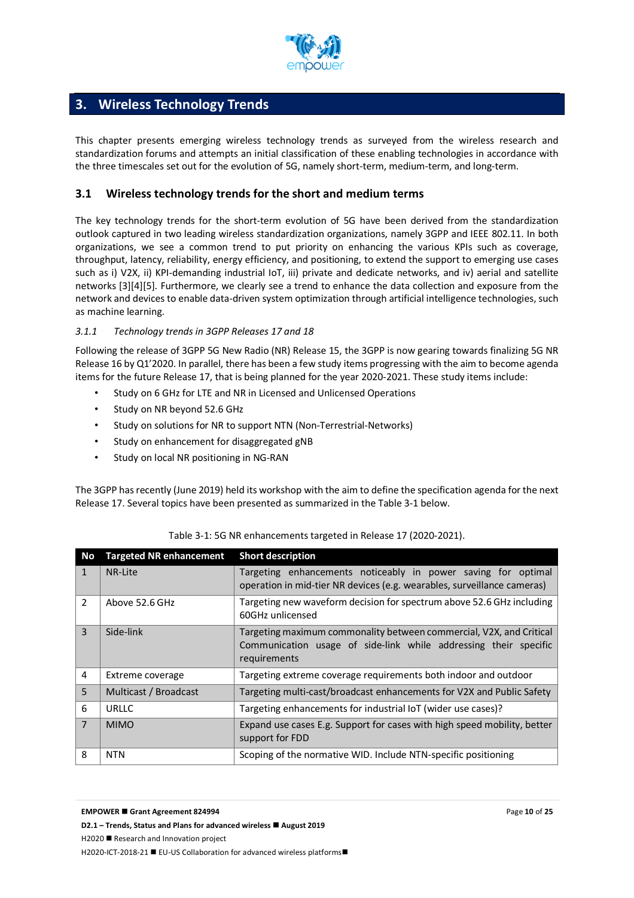## 3. Wireless Technology Trends

This chapter presents emerging wireless technology trends as surveyed from the wireless research and standardization forums and attempts an initial classification of these enabling technologies in accordance with the three timescales set out for the evolution of 5G, namely short-term, medium-term, and long-term.

### 3.1 Wireless technology trends for the short and medium terms

The key technology trends for the short-term evolution of 5G have been derived from the standardization outlook captured in two leading wireless standardization organizations, namely 3GPP and IEEE 802.11. In both organizations, we see a common trend to put priority on enhancing the various KPIs such as coverage, throughput, latency, reliability, energy efficiency, and positioning, to extend the support to emerging use cases such as i) V2X, ii) KPI-demanding industrial IoT, iii) private and dedicate networks, and iv) aerial and satellite networks [3][4][5]. Furthermore, we clearly see a trend to enhance the data collection and exposure from the network and devices to enable data-driven system optimization through artificial intelligence technologies, such as machine learning.

#### *3.1.1 Technology trends in 3GPP Releases 17 and 18*

Following the release of 3GPP 5G New Radio (NR) Release 15, the 3GPP is now gearing towards finalizing 5G NR Release 16 by Q1'2020. In parallel, there has been a few study items progressing with the aim to become agenda items for the future Release 17, that is being planned for the year 2020-2021. These study items include:

- Study on 6 GHz for LTE and NR in Licensed and Unlicensed Operations
- Study on NR beyond 52.6 GHz
- Study on solutions for NR to support NTN (Non-Terrestrial-Networks)
- Study on enhancement for disaggregated gNB
- Study on local NR positioning in NG-RAN

The 3GPP has recently (June 2019) held its workshop with the aim to define the specification agenda for the next Release 17. Several topics have been presented as summarized in the Table 3-1 below.

Table 3-1: 5G NR enhancements targeted in Release 17 (2020-2021).

| No | Targeted NR enhancement | Short description |
|---|---|---|
| 1 | NR-Lite | Targeting enhancements noticeably in power saving for optimal operation in mid-tier NR devices (e.g. wearables, surveillance cameras) |
| 2 | Above 52.6 GHz | Targeting new waveform decision for spectrum above 52.6 GHz including 60GHz unlicensed |
| 3 | Side-link | Targeting maximum commonality between commercial, V2X, and Critical Communication usage of side-link while addressing their specific requirements |
| 4 | Extreme coverage | Targeting extreme coverage requirements both indoor and outdoor |
| 5 | Multicast / Broadcast | Targeting multi-cast/broadcast enhancements for V2X and Public Safety |
| 6 | URLLC | Targeting enhancements for industrial IoT (wider use cases)? |
| 7 | MIMO | Expand use cases E.g. Support for cases with high speed mobility, better support for FDD |
| 8 | NTN | Scoping of the normative WID. Include NTN-specific positioning |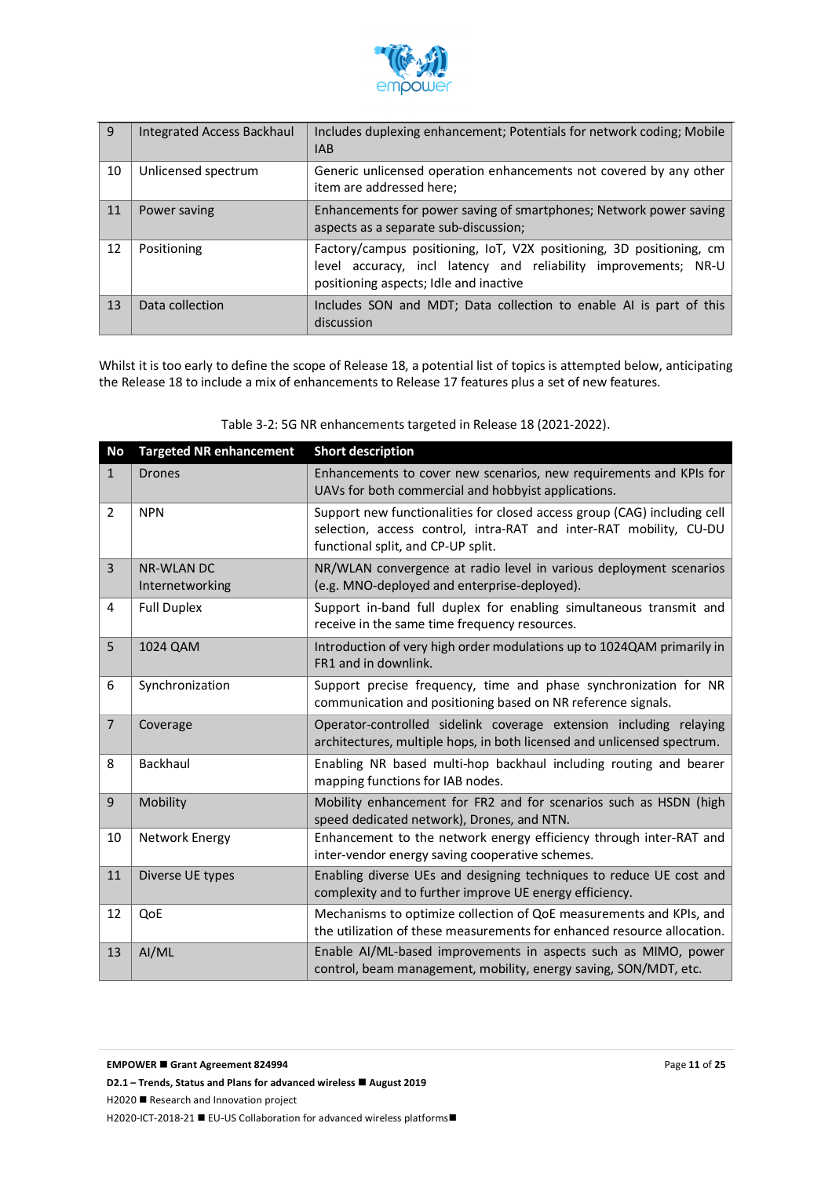| 9 | Integrated Access Backhaul | Includes duplexing enhancement; Potentials for network coding; Mobile IAB |
|---|---|---|
| 10 | Unlicensed spectrum | Generic unlicensed operation enhancements not covered by any other item are addressed here; |
| 11 | Power saving | Enhancements for power saving of smartphones; Network power saving aspects as a separate sub-discussion; |
| 12 | Positioning | Factory/campus positioning, IoT, V2X positioning, 3D positioning, cm level accuracy, incl latency and reliability improvements; NR-U positioning aspects; Idle and inactive |
| 13 | Data collection | Includes SON and MDT; Data collection to enable AI is part of this discussion |

Whilst it is too early to define the scope of Release 18, a potential list of topics is attempted below, anticipating the Release 18 to include a mix of enhancements to Release 17 features plus a set of new features.

Table 3-2: 5G NR enhancements targeted in Release 18 (2021-2022).

| No | Targeted NR enhancement | Short description |
|---|---|---|
| 1 | Drones | Enhancements to cover new scenarios, new requirements and KPIs for UAVs for both commercial and hobbyist applications. |
| 2 | NPN | Support new functionalities for closed access group (CAG) including cell selection, access control, intra-RAT and inter-RAT mobility, CU-DU functional split, and CP-UP split. |
| 3 | NR-WLAN DC Internetworking | NR/WLAN convergence at radio level in various deployment scenarios (e.g. MNO-deployed and enterprise-deployed). |
| 4 | Full Duplex | Support in-band full duplex for enabling simultaneous transmit and receive in the same time frequency resources. |
| 5 | 1024 QAM | Introduction of very high order modulations up to 1024QAM primarily in FR1 and in downlink. |
| 6 | Synchronization | Support precise frequency, time and phase synchronization for NR communication and positioning based on NR reference signals. |
| 7 | Coverage | Operator-controlled sidelink coverage extension including relaying architectures, multiple hops, in both licensed and unlicensed spectrum. |
| 8 | Backhaul | Enabling NR based multi-hop backhaul including routing and bearer mapping functions for IAB nodes. |
| 9 | Mobility | Mobility enhancement for FR2 and for scenarios such as HSDN (high speed dedicated network), Drones, and NTN. |
| 10 | Network Energy | Enhancement to the network energy efficiency through inter-RAT and inter-vendor energy saving cooperative schemes. |
| 11 | Diverse UE types | Enabling diverse UEs and designing techniques to reduce UE cost and complexity and to further improve UE energy efficiency. |
| 12 | QoE | Mechanisms to optimize collection of QoE measurements and KPIs, and the utilization of these measurements for enhanced resource allocation. |
| 13 | AI/ML | Enable AI/ML-based improvements in aspects such as MIMO, power control, beam management, mobility, energy saving, SON/MDT, etc. |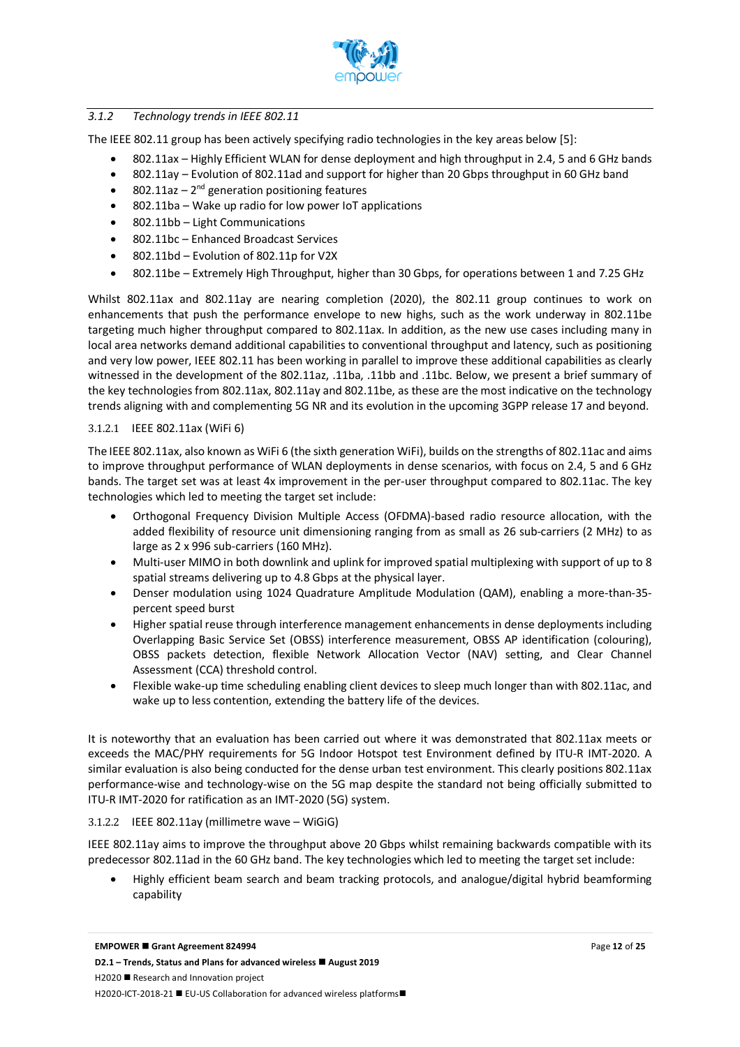### *3.1.2 Technology trends in IEEE 802.11*

The IEEE 802.11 group has been actively specifying radio technologies in the key areas below [5]:

- 802.11ax – Highly Efficient WLAN for dense deployment and high throughput in 2.4, 5 and 6 GHz bands
- 802.11ay – Evolution of 802.11ad and support for higher than 20 Gbps throughput in 60 GHz band
- 802.11az – 2nd generation positioning features
- 802.11ba – Wake up radio for low power IoT applications
- 802.11bb – Light Communications
- 802.11bc – Enhanced Broadcast Services
- 802.11bd – Evolution of 802.11p for V2X
- 802.11be – Extremely High Throughput, higher than 30 Gbps, for operations between 1 and 7.25 GHz

Whilst 802.11ax and 802.11ay are nearing completion (2020), the 802.11 group continues to work on enhancements that push the performance envelope to new highs, such as the work underway in 802.11be targeting much higher throughput compared to 802.11ax. In addition, as the new use cases including many in local area networks demand additional capabilities to conventional throughput and latency, such as positioning and very low power, IEEE 802.11 has been working in parallel to improve these additional capabilities as clearly witnessed in the development of the 802.11az, .11ba, .11bb and .11bc. Below, we present a brief summary of the key technologies from 802.11ax, 802.11ay and 802.11be, as these are the most indicative on the technology trends aligning with and complementing 5G NR and its evolution in the upcoming 3GPP release 17 and beyond.

#### 3.1.2.1 IEEE 802.11ax (WiFi 6)

The IEEE 802.11ax, also known as WiFi 6 (the sixth generation WiFi), builds on the strengths of 802.11ac and aims to improve throughput performance of WLAN deployments in dense scenarios, with focus on 2.4, 5 and 6 GHz bands. The target set was at least 4x improvement in the per-user throughput compared to 802.11ac. The key technologies which led to meeting the target set include:

- Orthogonal Frequency Division Multiple Access (OFDMA)-based radio resource allocation, with the added flexibility of resource unit dimensioning ranging from as small as 26 sub-carriers (2 MHz) to as large as 2 x 996 sub-carriers (160 MHz).
- Multi-user MIMO in both downlink and uplink for improved spatial multiplexing with support of up to 8 spatial streams delivering up to 4.8 Gbps at the physical layer.
- Denser modulation using 1024 Quadrature Amplitude Modulation (QAM), enabling a more-than-35-percent speed burst
- Higher spatial reuse through interference management enhancements in dense deployments including Overlapping Basic Service Set (OBSS) interference measurement, OBSS AP identification (colouring), OBSS packets detection, flexible Network Allocation Vector (NAV) setting, and Clear Channel Assessment (CCA) threshold control.
- Flexible wake-up time scheduling enabling client devices to sleep much longer than with 802.11ac, and wake up to less contention, extending the battery life of the devices.

It is noteworthy that an evaluation has been carried out where it was demonstrated that 802.11ax meets or exceeds the MAC/PHY requirements for 5G Indoor Hotspot test Environment defined by ITU-R IMT-2020. A similar evaluation is also being conducted for the dense urban test environment. This clearly positions 802.11ax performance-wise and technology-wise on the 5G map despite the standard not being officially submitted to ITU-R IMT-2020 for ratification as an IMT-2020 (5G) system.

#### 3.1.2.2 IEEE 802.11ay (millimetre wave – WiGiG)

IEEE 802.11ay aims to improve the throughput above 20 Gbps whilst remaining backwards compatible with its predecessor 802.11ad in the 60 GHz band. The key technologies which led to meeting the target set include:

- Highly efficient beam search and beam tracking protocols, and analogue/digital hybrid beamforming capability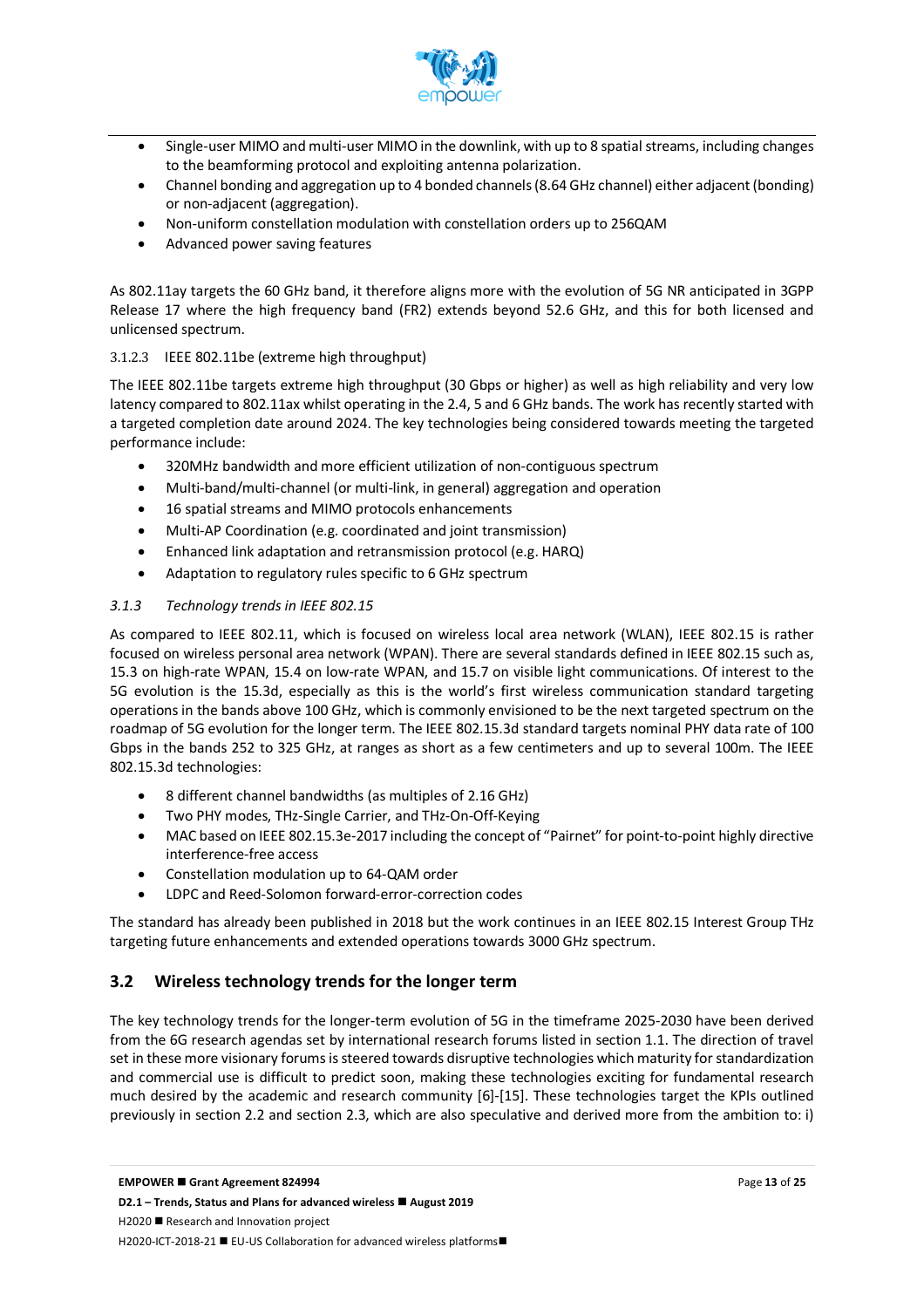- Single-user MIMO and multi-user MIMO in the downlink, with up to 8 spatial streams, including changes to the beamforming protocol and exploiting antenna polarization.
- Channel bonding and aggregation up to 4 bonded channels (8.64 GHz channel) either adjacent (bonding) or non-adjacent (aggregation).
- Non-uniform constellation modulation with constellation orders up to 256QAM
- Advanced power saving features

As 802.11ay targets the 60 GHz band, it therefore aligns more with the evolution of 5G NR anticipated in 3GPP Release 17 where the high frequency band (FR2) extends beyond 52.6 GHz, and this for both licensed and unlicensed spectrum.

#### 3.1.2.3 IEEE 802.11be (extreme high throughput)

The IEEE 802.11be targets extreme high throughput (30 Gbps or higher) as well as high reliability and very low latency compared to 802.11ax whilst operating in the 2.4, 5 and 6 GHz bands. The work has recently started with a targeted completion date around 2024. The key technologies being considered towards meeting the targeted performance include:

- 320MHz bandwidth and more efficient utilization of non-contiguous spectrum
- Multi-band/multi-channel (or multi-link, in general) aggregation and operation
- 16 spatial streams and MIMO protocols enhancements
- Multi-AP Coordination (e.g. coordinated and joint transmission)
- Enhanced link adaptation and retransmission protocol (e.g. HARQ)
- Adaptation to regulatory rules specific to 6 GHz spectrum

### *3.1.3 Technology trends in IEEE 802.15*

As compared to IEEE 802.11, which is focused on wireless local area network (WLAN), IEEE 802.15 is rather focused on wireless personal area network (WPAN). There are several standards defined in IEEE 802.15 such as, 15.3 on high-rate WPAN, 15.4 on low-rate WPAN, and 15.7 on visible light communications. Of interest to the 5G evolution is the 15.3d, especially as this is the world's first wireless communication standard targeting operations in the bands above 100 GHz, which is commonly envisioned to be the next targeted spectrum on the roadmap of 5G evolution for the longer term. The IEEE 802.15.3d standard targets nominal PHY data rate of 100 Gbps in the bands 252 to 325 GHz, at ranges as short as a few centimeters and up to several 100m. The IEEE 802.15.3d technologies:

- 8 different channel bandwidths (as multiples of 2.16 GHz)
- Two PHY modes, THz-Single Carrier, and THz-On-Off-Keying
- MAC based on IEEE 802.15.3e-2017 including the concept of "Pairnet" for point-to-point highly directive interference-free access
- Constellation modulation up to 64-QAM order
- LDPC and Reed-Solomon forward-error-correction codes

The standard has already been published in 2018 but the work continues in an IEEE 802.15 Interest Group THz targeting future enhancements and extended operations towards 3000 GHz spectrum.

## 3.2 Wireless technology trends for the longer term

The key technology trends for the longer-term evolution of 5G in the timeframe 2025-2030 have been derived from the 6G research agendas set by international research forums listed in section 1.1. The direction of travel set in these more visionary forums is steered towards disruptive technologies which maturity for standardization and commercial use is difficult to predict soon, making these technologies exciting for fundamental research much desired by the academic and research community [6]-[15]. These technologies target the KPIs outlined previously in section 2.2 and section 2.3, which are also speculative and derived more from the ambition to: i)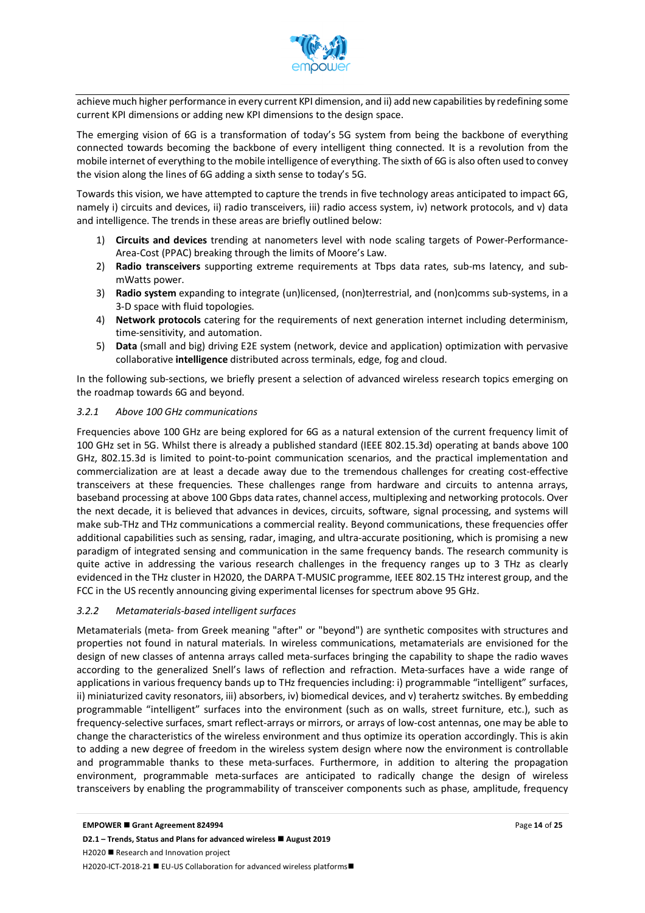achieve much higher performance in every current KPI dimension, and ii) add new capabilities by redefining some current KPI dimensions or adding new KPI dimensions to the design space.

The emerging vision of 6G is a transformation of today's 5G system from being the backbone of everything connected towards becoming the backbone of every intelligent thing connected. It is a revolution from the mobile internet of everything to the mobile intelligence of everything. The sixth of 6G is also often used to convey the vision along the lines of 6G adding a sixth sense to today's 5G.

Towards this vision, we have attempted to capture the trends in five technology areas anticipated to impact 6G, namely i) circuits and devices, ii) radio transceivers, iii) radio access system, iv) network protocols, and v) data and intelligence. The trends in these areas are briefly outlined below:

1) **Circuits and devices** trending at nanometers level with node scaling targets of Power-Performance-Area-Cost (PPAC) breaking through the limits of Moore's Law.
2) **Radio transceivers** supporting extreme requirements at Tbps data rates, sub-ms latency, and sub-mWatts power.
3) **Radio system** expanding to integrate (un)licensed, (non)terrestrial, and (non)comms sub-systems, in a 3-D space with fluid topologies.
4) **Network protocols** catering for the requirements of next generation internet including determinism, time-sensitivity, and automation.
5) **Data** (small and big) driving E2E system (network, device and application) optimization with pervasive collaborative **intelligence** distributed across terminals, edge, fog and cloud.

In the following sub-sections, we briefly present a selection of advanced wireless research topics emerging on the roadmap towards 6G and beyond.

### *3.2.1 Above 100 GHz communications*

Frequencies above 100 GHz are being explored for 6G as a natural extension of the current frequency limit of 100 GHz set in 5G. Whilst there is already a published standard (IEEE 802.15.3d) operating at bands above 100 GHz, 802.15.3d is limited to point-to-point communication scenarios, and the practical implementation and commercialization are at least a decade away due to the tremendous challenges for creating cost-effective transceivers at these frequencies. These challenges range from hardware and circuits to antenna arrays, baseband processing at above 100 Gbps data rates, channel access, multiplexing and networking protocols. Over the next decade, it is believed that advances in devices, circuits, software, signal processing, and systems will make sub-THz and THz communications a commercial reality. Beyond communications, these frequencies offer additional capabilities such as sensing, radar, imaging, and ultra-accurate positioning, which is promising a new paradigm of integrated sensing and communication in the same frequency bands. The research community is quite active in addressing the various research challenges in the frequency ranges up to 3 THz as clearly evidenced in the THz cluster in H2020, the DARPA T-MUSIC programme, IEEE 802.15 THz interest group, and the FCC in the US recently announcing giving experimental licenses for spectrum above 95 GHz.

### *3.2.2 Metamaterials-based intelligent surfaces*

Metamaterials (meta- from Greek meaning "after" or "beyond") are synthetic composites with structures and properties not found in natural materials. In wireless communications, metamaterials are envisioned for the design of new classes of antenna arrays called meta-surfaces bringing the capability to shape the radio waves according to the generalized Snell's laws of reflection and refraction. Meta-surfaces have a wide range of applications in various frequency bands up to THz frequencies including: i) programmable "intelligent" surfaces, ii) miniaturized cavity resonators, iii) absorbers, iv) biomedical devices, and v) terahertz switches. By embedding programmable "intelligent" surfaces into the environment (such as on walls, street furniture, etc.), such as frequency-selective surfaces, smart reflect-arrays or mirrors, or arrays of low-cost antennas, one may be able to change the characteristics of the wireless environment and thus optimize its operation accordingly. This is akin to adding a new degree of freedom in the wireless system design where now the environment is controllable and programmable thanks to these meta-surfaces. Furthermore, in addition to altering the propagation environment, programmable meta-surfaces are anticipated to radically change the design of wireless transceivers by enabling the programmability of transceiver components such as phase, amplitude, frequency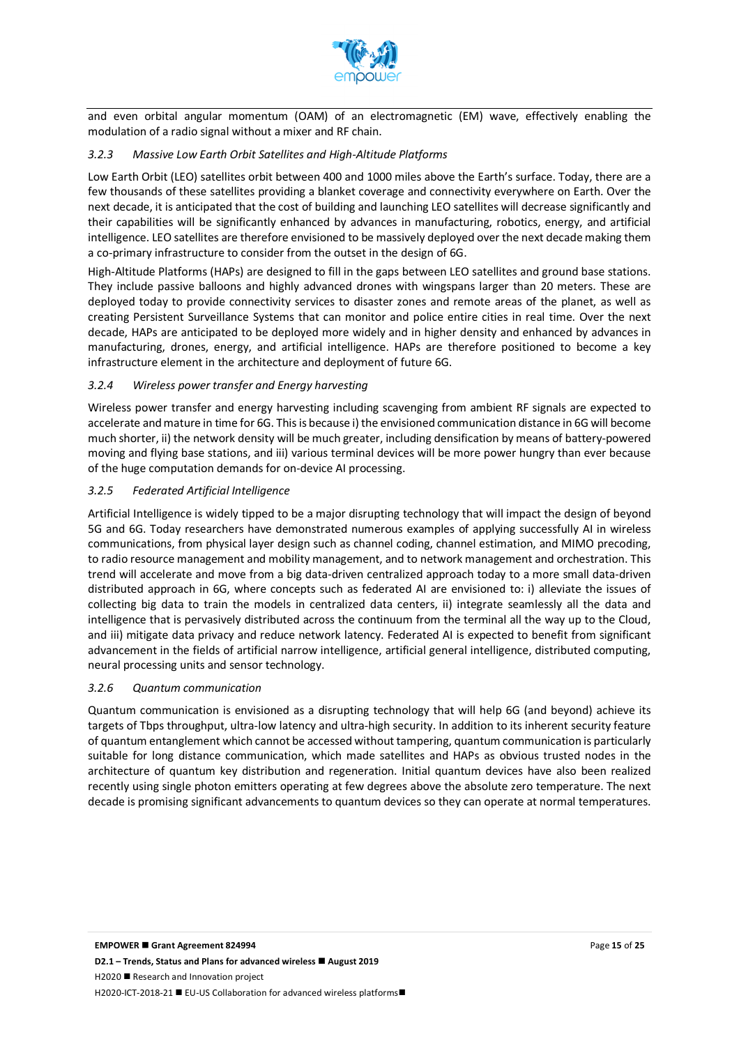and even orbital angular momentum (OAM) of an electromagnetic (EM) wave, effectively enabling the modulation of a radio signal without a mixer and RF chain.

### *3.2.3 Massive Low Earth Orbit Satellites and High-Altitude Platforms*

Low Earth Orbit (LEO) satellites orbit between 400 and 1000 miles above the Earth's surface. Today, there are a few thousands of these satellites providing a blanket coverage and connectivity everywhere on Earth. Over the next decade, it is anticipated that the cost of building and launching LEO satellites will decrease significantly and their capabilities will be significantly enhanced by advances in manufacturing, robotics, energy, and artificial intelligence. LEO satellites are therefore envisioned to be massively deployed over the next decade making them a co-primary infrastructure to consider from the outset in the design of 6G.

High-Altitude Platforms (HAPs) are designed to fill in the gaps between LEO satellites and ground base stations. They include passive balloons and highly advanced drones with wingspans larger than 20 meters. These are deployed today to provide connectivity services to disaster zones and remote areas of the planet, as well as creating Persistent Surveillance Systems that can monitor and police entire cities in real time. Over the next decade, HAPs are anticipated to be deployed more widely and in higher density and enhanced by advances in manufacturing, drones, energy, and artificial intelligence. HAPs are therefore positioned to become a key infrastructure element in the architecture and deployment of future 6G.

### *3.2.4 Wireless power transfer and Energy harvesting*

Wireless power transfer and energy harvesting including scavenging from ambient RF signals are expected to accelerate and mature in time for 6G. This is because i) the envisioned communication distance in 6G will become much shorter, ii) the network density will be much greater, including densification by means of battery-powered moving and flying base stations, and iii) various terminal devices will be more power hungry than ever because of the huge computation demands for on-device AI processing.

### *3.2.5 Federated Artificial Intelligence*

Artificial Intelligence is widely tipped to be a major disrupting technology that will impact the design of beyond 5G and 6G. Today researchers have demonstrated numerous examples of applying successfully AI in wireless communications, from physical layer design such as channel coding, channel estimation, and MIMO precoding, to radio resource management and mobility management, and to network management and orchestration. This trend will accelerate and move from a big data-driven centralized approach today to a more small data-driven distributed approach in 6G, where concepts such as federated AI are envisioned to: i) alleviate the issues of collecting big data to train the models in centralized data centers, ii) integrate seamlessly all the data and intelligence that is pervasively distributed across the continuum from the terminal all the way up to the Cloud, and iii) mitigate data privacy and reduce network latency. Federated AI is expected to benefit from significant advancement in the fields of artificial narrow intelligence, artificial general intelligence, distributed computing, neural processing units and sensor technology.

### *3.2.6 Quantum communication*

Quantum communication is envisioned as a disrupting technology that will help 6G (and beyond) achieve its targets of Tbps throughput, ultra-low latency and ultra-high security. In addition to its inherent security feature of quantum entanglement which cannot be accessed without tampering, quantum communication is particularly suitable for long distance communication, which made satellites and HAPs as obvious trusted nodes in the architecture of quantum key distribution and regeneration. Initial quantum devices have also been realized recently using single photon emitters operating at few degrees above the absolute zero temperature. The next decade is promising significant advancements to quantum devices so they can operate at normal temperatures.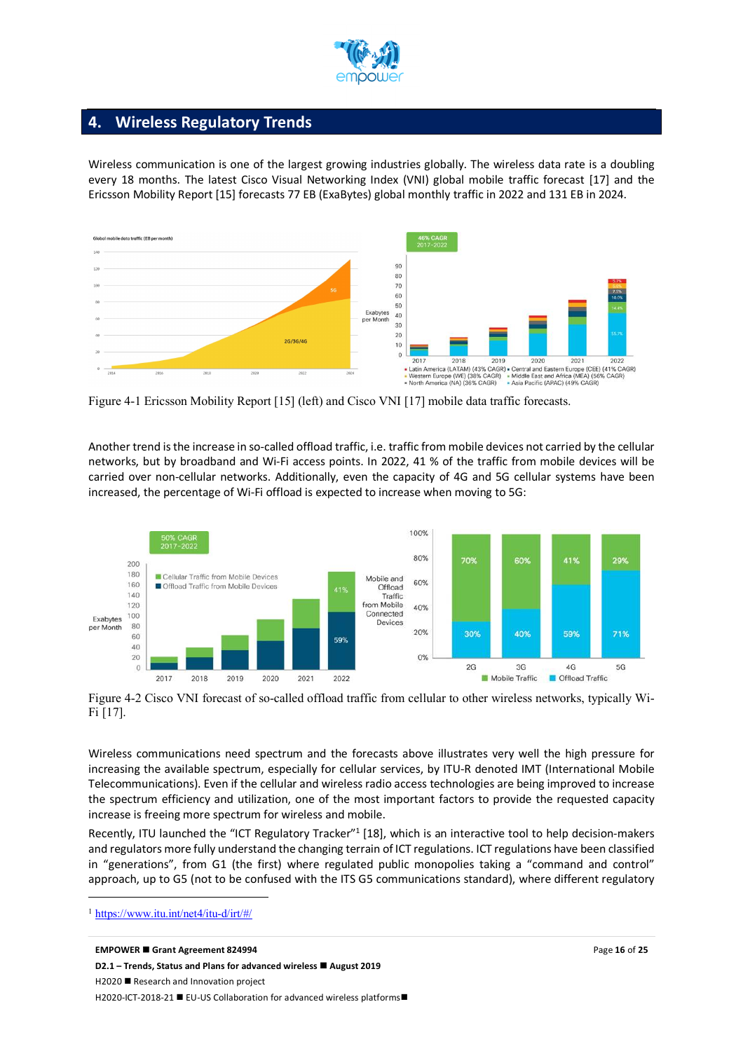## 4. Wireless Regulatory Trends

Wireless communication is one of the largest growing industries globally. The wireless data rate is a doubling every 18 months. The latest Cisco Visual Networking Index (VNI) global mobile traffic forecast [17] and the Ericsson Mobility Report [15] forecasts 77 EB (ExaBytes) global monthly traffic in 2022 and 131 EB in 2024.

Figure 4-1 Ericsson Mobility Report [15] (left) and Cisco VNI [17] mobile data traffic forecasts.

Another trend is the increase in so-called offload traffic, i.e. traffic from mobile devices not carried by the cellular networks, but by broadband and Wi-Fi access points. In 2022, 41 % of the traffic from mobile devices will be carried over non-cellular networks. Additionally, even the capacity of 4G and 5G cellular systems have been increased, the percentage of Wi-Fi offload is expected to increase when moving to 5G:

Figure 4-2 Cisco VNI forecast of so-called offload traffic from cellular to other wireless networks, typically Wi-Fi [17].

Wireless communications need spectrum and the forecasts above illustrates very well the high pressure for increasing the available spectrum, especially for cellular services, by ITU-R denoted IMT (International Mobile Telecommunications). Even if the cellular and wireless radio access technologies are being improved to increase the spectrum efficiency and utilization, one of the most important factors to provide the requested capacity increase is freeing more spectrum for wireless and mobile.

Recently, ITU launched the "ICT Regulatory Tracker"[1] [18], which is an interactive tool to help decision-makers and regulators more fully understand the changing terrain of ICT regulations. ICT regulations have been classified in "generations", from G1 (the first) where regulated public monopolies taking a "command and control" approach, up to G5 (not to be confused with the ITS G5 communications standard), where different regulatory

[1] https://www.itu.int/net4/itu-d/irt/#/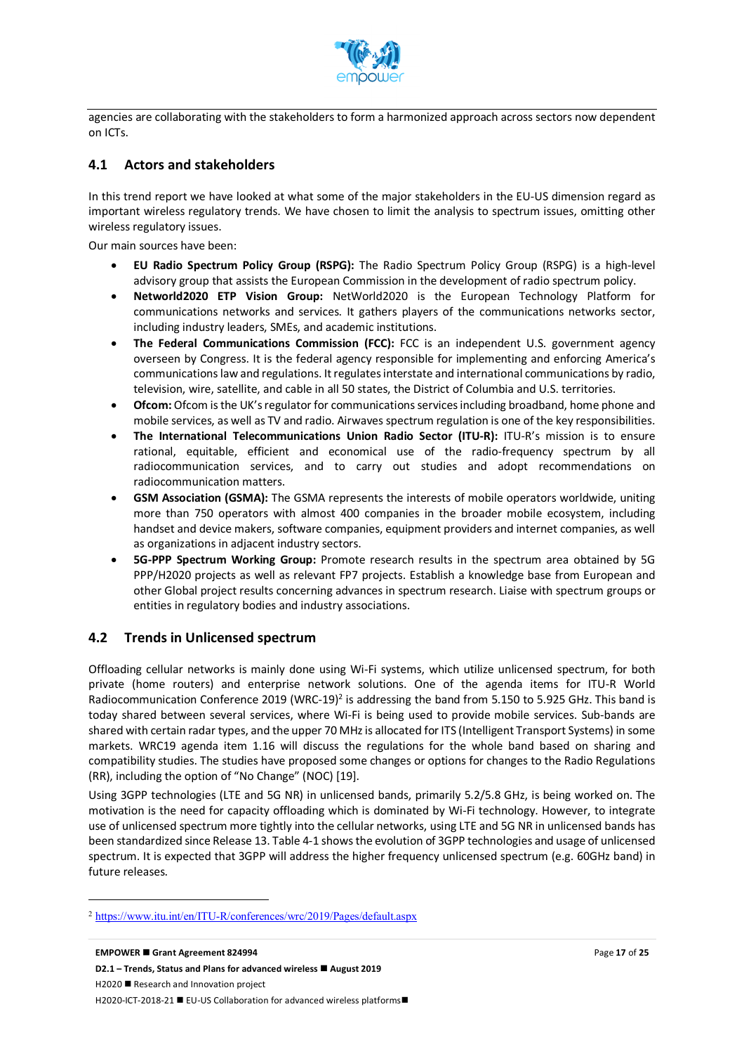agencies are collaborating with the stakeholders to form a harmonized approach across sectors now dependent on ICTs.

## 4.1 Actors and stakeholders

In this trend report we have looked at what some of the major stakeholders in the EU-US dimension regard as important wireless regulatory trends. We have chosen to limit the analysis to spectrum issues, omitting other wireless regulatory issues.

Our main sources have been:

- **EU Radio Spectrum Policy Group (RSPG):** The Radio Spectrum Policy Group (RSPG) is a high-level advisory group that assists the European Commission in the development of radio spectrum policy.
- **Networld2020 ETP Vision Group:** NetWorld2020 is the European Technology Platform for communications networks and services. It gathers players of the communications networks sector, including industry leaders, SMEs, and academic institutions.
- **The Federal Communications Commission (FCC):** FCC is an independent U.S. government agency overseen by Congress. It is the federal agency responsible for implementing and enforcing America's communications law and regulations. It regulates interstate and international communications by radio, television, wire, satellite, and cable in all 50 states, the District of Columbia and U.S. territories.
- **Ofcom:** Ofcom is the UK's regulator for communications services including broadband, home phone and mobile services, as well as TV and radio. Airwaves spectrum regulation is one of the key responsibilities.
- **The International Telecommunications Union Radio Sector (ITU-R):** ITU-R's mission is to ensure rational, equitable, efficient and economical use of the radio-frequency spectrum by all radiocommunication services, and to carry out studies and adopt recommendations on radiocommunication matters.
- **GSM Association (GSMA):** The GSMA represents the interests of mobile operators worldwide, uniting more than 750 operators with almost 400 companies in the broader mobile ecosystem, including handset and device makers, software companies, equipment providers and internet companies, as well as organizations in adjacent industry sectors.
- **5G-PPP Spectrum Working Group:** Promote research results in the spectrum area obtained by 5G PPP/H2020 projects as well as relevant FP7 projects. Establish a knowledge base from European and other Global project results concerning advances in spectrum research. Liaise with spectrum groups or entities in regulatory bodies and industry associations.

## 4.2 Trends in Unlicensed spectrum

Offloading cellular networks is mainly done using Wi-Fi systems, which utilize unlicensed spectrum, for both private (home routers) and enterprise network solutions. One of the agenda items for ITU-R World Radiocommunication Conference 2019 (WRC-19)[2] is addressing the band from 5.150 to 5.925 GHz. This band is today shared between several services, where Wi-Fi is being used to provide mobile services. Sub-bands are shared with certain radar types, and the upper 70 MHz is allocated for ITS (Intelligent Transport Systems) in some markets. WRC19 agenda item 1.16 will discuss the regulations for the whole band based on sharing and compatibility studies. The studies have proposed some changes or options for changes to the Radio Regulations (RR), including the option of "No Change" (NOC) [19].

Using 3GPP technologies (LTE and 5G NR) in unlicensed bands, primarily 5.2/5.8 GHz, is being worked on. The motivation is the need for capacity offloading which is dominated by Wi-Fi technology. However, to integrate use of unlicensed spectrum more tightly into the cellular networks, using LTE and 5G NR in unlicensed bands has been standardized since Release 13. Table 4-1 shows the evolution of 3GPP technologies and usage of unlicensed spectrum. It is expected that 3GPP will address the higher frequency unlicensed spectrum (e.g. 60GHz band) in future releases.

---

[2] https://www.itu.int/en/ITU-R/conferences/wrc/2019/Pages/default.aspx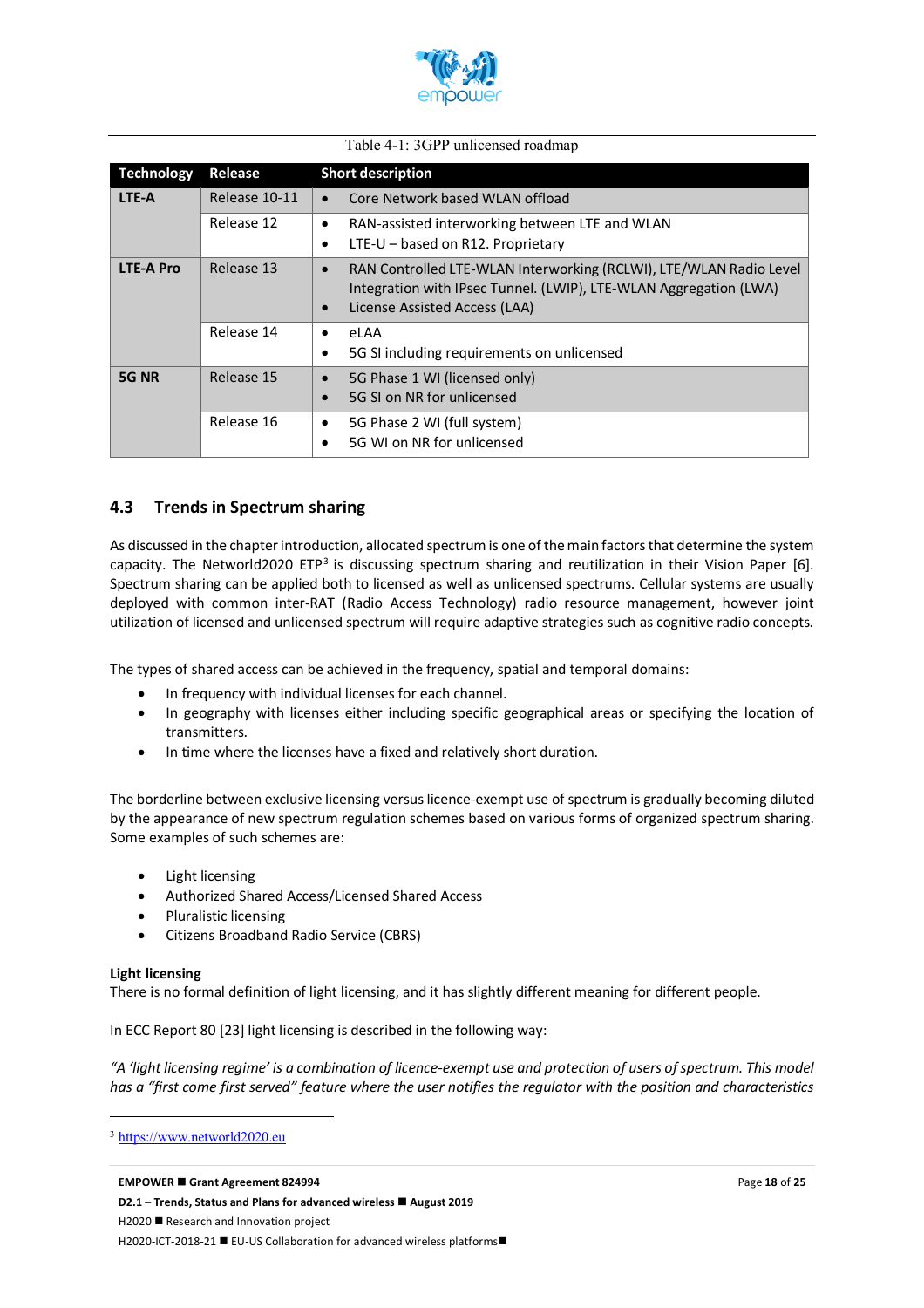Table 4-1: 3GPP unlicensed roadmap

| Technology | Release | Short description |
|---|---|---|
| **LTE-A** | Release 10-11 | • Core Network based WLAN offload |
| | Release 12 | • RAN-assisted interworking between LTE and WLAN<br>• LTE-U – based on R12. Proprietary |
| **LTE-A Pro** | Release 13 | • RAN Controlled LTE-WLAN Interworking (RCLWI), LTE/WLAN Radio Level Integration with IPsec Tunnel. (LWIP), LTE-WLAN Aggregation (LWA)<br>• License Assisted Access (LAA) |
| | Release 14 | • eLAA<br>• 5G SI including requirements on unlicensed |
| **5G NR** | Release 15 | • 5G Phase 1 WI (licensed only)<br>• 5G SI on NR for unlicensed |
| | Release 16 | • 5G Phase 2 WI (full system)<br>• 5G WI on NR for unlicensed |

## 4.3 Trends in Spectrum sharing

As discussed in the chapter introduction, allocated spectrum is one of the main factors that determine the system capacity. The Networld2020 ETP[3] is discussing spectrum sharing and reutilization in their Vision Paper [6]. Spectrum sharing can be applied both to licensed as well as unlicensed spectrums. Cellular systems are usually deployed with common inter-RAT (Radio Access Technology) radio resource management, however joint utilization of licensed and unlicensed spectrum will require adaptive strategies such as cognitive radio concepts.

The types of shared access can be achieved in the frequency, spatial and temporal domains:

- In frequency with individual licenses for each channel.
- In geography with licenses either including specific geographical areas or specifying the location of transmitters.
- In time where the licenses have a fixed and relatively short duration.

The borderline between exclusive licensing versus licence-exempt use of spectrum is gradually becoming diluted by the appearance of new spectrum regulation schemes based on various forms of organized spectrum sharing. Some examples of such schemes are:

- Light licensing
- Authorized Shared Access/Licensed Shared Access
- Pluralistic licensing
- Citizens Broadband Radio Service (CBRS)

**Light licensing**
There is no formal definition of light licensing, and it has slightly different meaning for different people.

In ECC Report 80 [23] light licensing is described in the following way:

*"A 'light licensing regime' is a combination of licence-exempt use and protection of users of spectrum. This model has a "first come first served" feature where the user notifies the regulator with the position and characteristics*

[3] https://www.networld2020.eu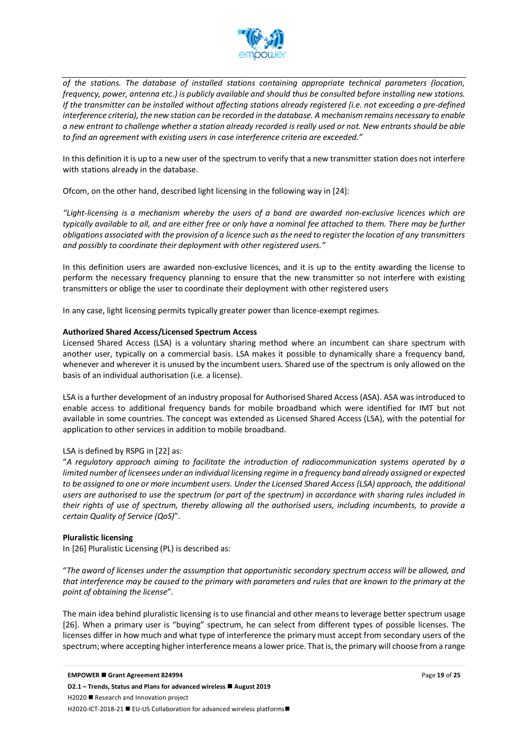*of the stations. The database of installed stations containing appropriate technical parameters (location, frequency, power, antenna etc.) is publicly available and should thus be consulted before installing new stations. If the transmitter can be installed without affecting stations already registered (i.e. not exceeding a pre-defined interference criteria), the new station can be recorded in the database. A mechanism remains necessary to enable a new entrant to challenge whether a station already recorded is really used or not. New entrants should be able to find an agreement with existing users in case interference criteria are exceeded."*

In this definition it is up to a new user of the spectrum to verify that a new transmitter station does not interfere with stations already in the database.

Ofcom, on the other hand, described light licensing in the following way in [24]:

*"Light-licensing is a mechanism whereby the users of a band are awarded non-exclusive licences which are typically available to all, and are either free or only have a nominal fee attached to them. There may be further obligations associated with the provision of a licence such as the need to register the location of any transmitters and possibly to coordinate their deployment with other registered users."*

In this definition users are awarded non-exclusive licences, and it is up to the entity awarding the license to perform the necessary frequency planning to ensure that the new transmitter so not interfere with existing transmitters or oblige the user to coordinate their deployment with other registered users

In any case, light licensing permits typically greater power than licence-exempt regimes.

**Authorized Shared Access/Licensed Spectrum Access**

Licensed Shared Access (LSA) is a voluntary sharing method where an incumbent can share spectrum with another user, typically on a commercial basis. LSA makes it possible to dynamically share a frequency band, whenever and wherever it is unused by the incumbent users. Shared use of the spectrum is only allowed on the basis of an individual authorisation (i.e. a license).

LSA is a further development of an industry proposal for Authorised Shared Access (ASA). ASA was introduced to enable access to additional frequency bands for mobile broadband which were identified for IMT but not available in some countries. The concept was extended as Licensed Shared Access (LSA), with the potential for application to other services in addition to mobile broadband.

LSA is defined by RSPG in [22] as:

"*A regulatory approach aiming to facilitate the introduction of radiocommunication systems operated by a limited number of licensees under an individual licensing regime in a frequency band already assigned or expected to be assigned to one or more incumbent users. Under the Licensed Shared Access (LSA) approach, the additional users are authorised to use the spectrum (or part of the spectrum) in accordance with sharing rules included in their rights of use of spectrum, thereby allowing all the authorised users, including incumbents, to provide a certain Quality of Service (QoS)*".

**Pluralistic licensing**

In [26] Pluralistic Licensing (PL) is described as:

"*The award of licenses under the assumption that opportunistic secondary spectrum access will be allowed, and that interference may be caused to the primary with parameters and rules that are known to the primary at the point of obtaining the license*".

The main idea behind pluralistic licensing is to use financial and other means to leverage better spectrum usage [26]. When a primary user is "buying" spectrum, he can select from different types of possible licenses. The licenses differ in how much and what type of interference the primary must accept from secondary users of the spectrum; where accepting higher interference means a lower price. That is, the primary will choose from a range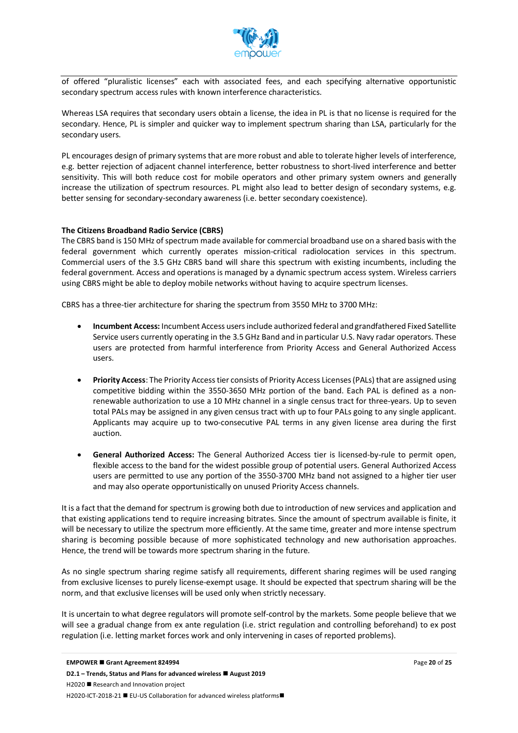of offered "pluralistic licenses" each with associated fees, and each specifying alternative opportunistic secondary spectrum access rules with known interference characteristics.

Whereas LSA requires that secondary users obtain a license, the idea in PL is that no license is required for the secondary. Hence, PL is simpler and quicker way to implement spectrum sharing than LSA, particularly for the secondary users.

PL encourages design of primary systems that are more robust and able to tolerate higher levels of interference, e.g. better rejection of adjacent channel interference, better robustness to short-lived interference and better sensitivity. This will both reduce cost for mobile operators and other primary system owners and generally increase the utilization of spectrum resources. PL might also lead to better design of secondary systems, e.g. better sensing for secondary-secondary awareness (i.e. better secondary coexistence).

**The Citizens Broadband Radio Service (CBRS)**

The CBRS band is 150 MHz of spectrum made available for commercial broadband use on a shared basis with the federal government which currently operates mission-critical radiolocation services in this spectrum. Commercial users of the 3.5 GHz CBRS band will share this spectrum with existing incumbents, including the federal government. Access and operations is managed by a dynamic spectrum access system. Wireless carriers using CBRS might be able to deploy mobile networks without having to acquire spectrum licenses.

CBRS has a three-tier architecture for sharing the spectrum from 3550 MHz to 3700 MHz:

- **Incumbent Access:** Incumbent Access users include authorized federal and grandfathered Fixed Satellite Service users currently operating in the 3.5 GHz Band and in particular U.S. Navy radar operators. These users are protected from harmful interference from Priority Access and General Authorized Access users.

- **Priority Access**: The Priority Access tier consists of Priority Access Licenses (PALs) that are assigned using competitive bidding within the 3550-3650 MHz portion of the band. Each PAL is defined as a non-renewable authorization to use a 10 MHz channel in a single census tract for three-years. Up to seven total PALs may be assigned in any given census tract with up to four PALs going to any single applicant. Applicants may acquire up to two-consecutive PAL terms in any given license area during the first auction.

- **General Authorized Access:** The General Authorized Access tier is licensed-by-rule to permit open, flexible access to the band for the widest possible group of potential users. General Authorized Access users are permitted to use any portion of the 3550-3700 MHz band not assigned to a higher tier user and may also operate opportunistically on unused Priority Access channels.

It is a fact that the demand for spectrum is growing both due to introduction of new services and application and that existing applications tend to require increasing bitrates. Since the amount of spectrum available is finite, it will be necessary to utilize the spectrum more efficiently. At the same time, greater and more intense spectrum sharing is becoming possible because of more sophisticated technology and new authorisation approaches. Hence, the trend will be towards more spectrum sharing in the future.

As no single spectrum sharing regime satisfy all requirements, different sharing regimes will be used ranging from exclusive licenses to purely license-exempt usage. It should be expected that spectrum sharing will be the norm, and that exclusive licenses will be used only when strictly necessary.

It is uncertain to what degree regulators will promote self-control by the markets. Some people believe that we will see a gradual change from ex ante regulation (i.e. strict regulation and controlling beforehand) to ex post regulation (i.e. letting market forces work and only intervening in cases of reported problems).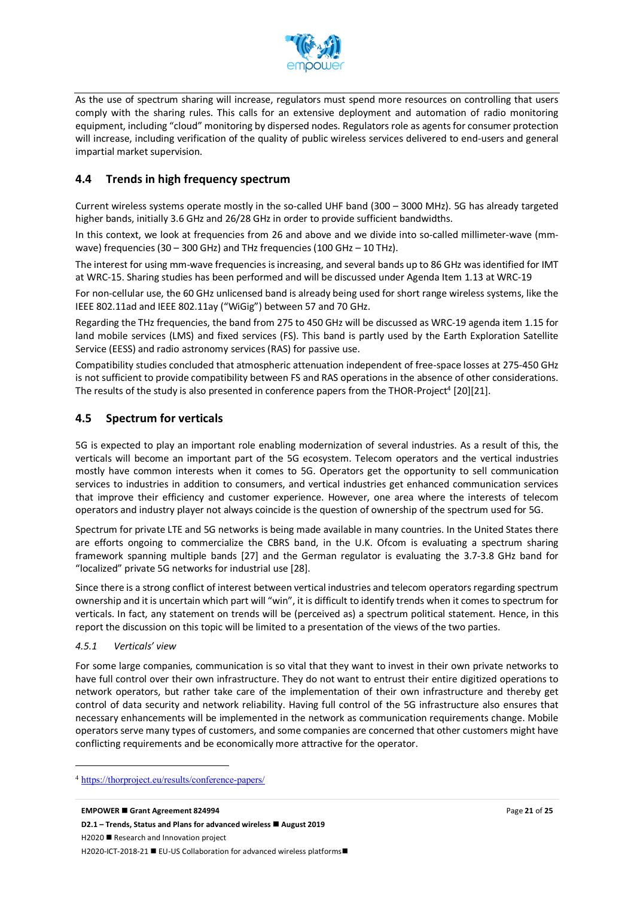As the use of spectrum sharing will increase, regulators must spend more resources on controlling that users comply with the sharing rules. This calls for an extensive deployment and automation of radio monitoring equipment, including "cloud" monitoring by dispersed nodes. Regulators role as agents for consumer protection will increase, including verification of the quality of public wireless services delivered to end-users and general impartial market supervision.

## 4.4 Trends in high frequency spectrum

Current wireless systems operate mostly in the so-called UHF band (300 – 3000 MHz). 5G has already targeted higher bands, initially 3.6 GHz and 26/28 GHz in order to provide sufficient bandwidths.

In this context, we look at frequencies from 26 and above and we divide into so-called millimeter-wave (mm-wave) frequencies (30 – 300 GHz) and THz frequencies (100 GHz – 10 THz).

The interest for using mm-wave frequencies is increasing, and several bands up to 86 GHz was identified for IMT at WRC-15. Sharing studies has been performed and will be discussed under Agenda Item 1.13 at WRC-19

For non-cellular use, the 60 GHz unlicensed band is already being used for short range wireless systems, like the IEEE 802.11ad and IEEE 802.11ay ("WiGig") between 57 and 70 GHz.

Regarding the THz frequencies, the band from 275 to 450 GHz will be discussed as WRC-19 agenda item 1.15 for land mobile services (LMS) and fixed services (FS). This band is partly used by the Earth Exploration Satellite Service (EESS) and radio astronomy services (RAS) for passive use.

Compatibility studies concluded that atmospheric attenuation independent of free-space losses at 275-450 GHz is not sufficient to provide compatibility between FS and RAS operations in the absence of other considerations. The results of the study is also presented in conference papers from the THOR-Project[4] [20][21].

## 4.5 Spectrum for verticals

5G is expected to play an important role enabling modernization of several industries. As a result of this, the verticals will become an important part of the 5G ecosystem. Telecom operators and the vertical industries mostly have common interests when it comes to 5G. Operators get the opportunity to sell communication services to industries in addition to consumers, and vertical industries get enhanced communication services that improve their efficiency and customer experience. However, one area where the interests of telecom operators and industry player not always coincide is the question of ownership of the spectrum used for 5G.

Spectrum for private LTE and 5G networks is being made available in many countries. In the United States there are efforts ongoing to commercialize the CBRS band, in the U.K. Ofcom is evaluating a spectrum sharing framework spanning multiple bands [27] and the German regulator is evaluating the 3.7-3.8 GHz band for "localized" private 5G networks for industrial use [28].

Since there is a strong conflict of interest between vertical industries and telecom operators regarding spectrum ownership and it is uncertain which part will "win", it is difficult to identify trends when it comes to spectrum for verticals. In fact, any statement on trends will be (perceived as) a spectrum political statement. Hence, in this report the discussion on this topic will be limited to a presentation of the views of the two parties.

### *4.5.1 Verticals' view*

For some large companies, communication is so vital that they want to invest in their own private networks to have full control over their own infrastructure. They do not want to entrust their entire digitized operations to network operators, but rather take care of the implementation of their own infrastructure and thereby get control of data security and network reliability. Having full control of the 5G infrastructure also ensures that necessary enhancements will be implemented in the network as communication requirements change. Mobile operators serve many types of customers, and some companies are concerned that other customers might have conflicting requirements and be economically more attractive for the operator.

---

[4] https://thorproject.eu/results/conference-papers/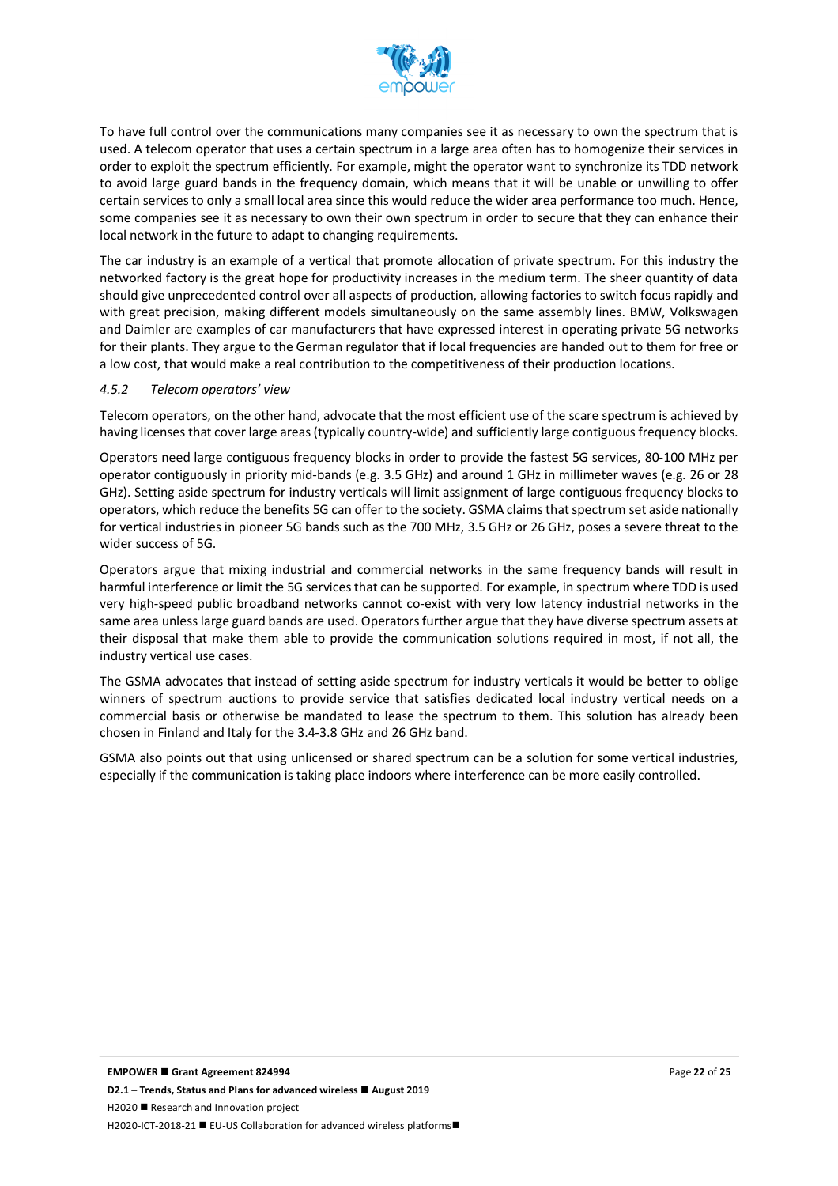To have full control over the communications many companies see it as necessary to own the spectrum that is used. A telecom operator that uses a certain spectrum in a large area often has to homogenize their services in order to exploit the spectrum efficiently. For example, might the operator want to synchronize its TDD network to avoid large guard bands in the frequency domain, which means that it will be unable or unwilling to offer certain services to only a small local area since this would reduce the wider area performance too much. Hence, some companies see it as necessary to own their own spectrum in order to secure that they can enhance their local network in the future to adapt to changing requirements.

The car industry is an example of a vertical that promote allocation of private spectrum. For this industry the networked factory is the great hope for productivity increases in the medium term. The sheer quantity of data should give unprecedented control over all aspects of production, allowing factories to switch focus rapidly and with great precision, making different models simultaneously on the same assembly lines. BMW, Volkswagen and Daimler are examples of car manufacturers that have expressed interest in operating private 5G networks for their plants. They argue to the German regulator that if local frequencies are handed out to them for free or a low cost, that would make a real contribution to the competitiveness of their production locations.

#### *4.5.2 Telecom operators' view*

Telecom operators, on the other hand, advocate that the most efficient use of the scare spectrum is achieved by having licenses that cover large areas (typically country-wide) and sufficiently large contiguous frequency blocks.

Operators need large contiguous frequency blocks in order to provide the fastest 5G services, 80-100 MHz per operator contiguously in priority mid-bands (e.g. 3.5 GHz) and around 1 GHz in millimeter waves (e.g. 26 or 28 GHz). Setting aside spectrum for industry verticals will limit assignment of large contiguous frequency blocks to operators, which reduce the benefits 5G can offer to the society. GSMA claims that spectrum set aside nationally for vertical industries in pioneer 5G bands such as the 700 MHz, 3.5 GHz or 26 GHz, poses a severe threat to the wider success of 5G.

Operators argue that mixing industrial and commercial networks in the same frequency bands will result in harmful interference or limit the 5G services that can be supported. For example, in spectrum where TDD is used very high-speed public broadband networks cannot co-exist with very low latency industrial networks in the same area unless large guard bands are used. Operators further argue that they have diverse spectrum assets at their disposal that make them able to provide the communication solutions required in most, if not all, the industry vertical use cases.

The GSMA advocates that instead of setting aside spectrum for industry verticals it would be better to oblige winners of spectrum auctions to provide service that satisfies dedicated local industry vertical needs on a commercial basis or otherwise be mandated to lease the spectrum to them. This solution has already been chosen in Finland and Italy for the 3.4-3.8 GHz and 26 GHz band.

GSMA also points out that using unlicensed or shared spectrum can be a solution for some vertical industries, especially if the communication is taking place indoors where interference can be more easily controlled.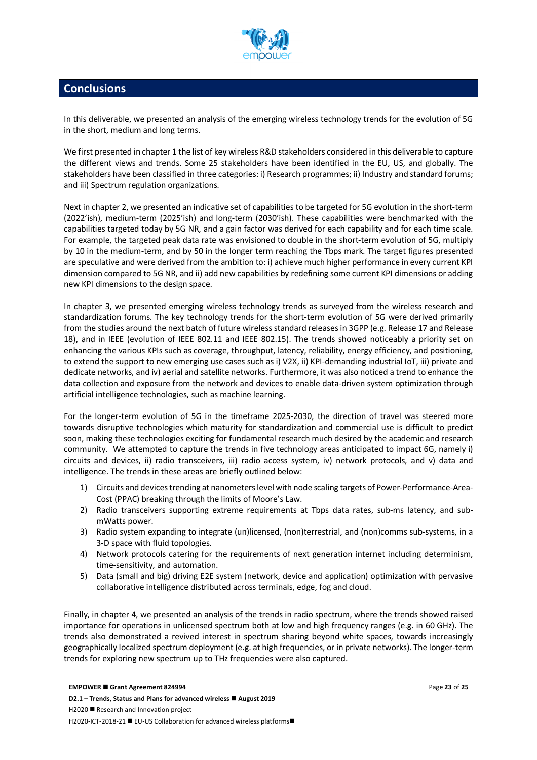## Conclusions

In this deliverable, we presented an analysis of the emerging wireless technology trends for the evolution of 5G in the short, medium and long terms.

We first presented in chapter 1 the list of key wireless R&D stakeholders considered in this deliverable to capture the different views and trends. Some 25 stakeholders have been identified in the EU, US, and globally. The stakeholders have been classified in three categories: i) Research programmes; ii) Industry and standard forums; and iii) Spectrum regulation organizations.

Next in chapter 2, we presented an indicative set of capabilities to be targeted for 5G evolution in the short-term (2022'ish), medium-term (2025'ish) and long-term (2030'ish). These capabilities were benchmarked with the capabilities targeted today by 5G NR, and a gain factor was derived for each capability and for each time scale. For example, the targeted peak data rate was envisioned to double in the short-term evolution of 5G, multiply by 10 in the medium-term, and by 50 in the longer term reaching the Tbps mark. The target figures presented are speculative and were derived from the ambition to: i) achieve much higher performance in every current KPI dimension compared to 5G NR, and ii) add new capabilities by redefining some current KPI dimensions or adding new KPI dimensions to the design space.

In chapter 3, we presented emerging wireless technology trends as surveyed from the wireless research and standardization forums. The key technology trends for the short-term evolution of 5G were derived primarily from the studies around the next batch of future wireless standard releases in 3GPP (e.g. Release 17 and Release 18), and in IEEE (evolution of IEEE 802.11 and IEEE 802.15). The trends showed noticeably a priority set on enhancing the various KPIs such as coverage, throughput, latency, reliability, energy efficiency, and positioning, to extend the support to new emerging use cases such as i) V2X, ii) KPI-demanding industrial IoT, iii) private and dedicate networks, and iv) aerial and satellite networks. Furthermore, it was also noticed a trend to enhance the data collection and exposure from the network and devices to enable data-driven system optimization through artificial intelligence technologies, such as machine learning.

For the longer-term evolution of 5G in the timeframe 2025-2030, the direction of travel was steered more towards disruptive technologies which maturity for standardization and commercial use is difficult to predict soon, making these technologies exciting for fundamental research much desired by the academic and research community. We attempted to capture the trends in five technology areas anticipated to impact 6G, namely i) circuits and devices, ii) radio transceivers, iii) radio access system, iv) network protocols, and v) data and intelligence. The trends in these areas are briefly outlined below:

1) Circuits and devices trending at nanometers level with node scaling targets of Power-Performance-Area-Cost (PPAC) breaking through the limits of Moore's Law.
2) Radio transceivers supporting extreme requirements at Tbps data rates, sub-ms latency, and sub-mWatts power.
3) Radio system expanding to integrate (un)licensed, (non)terrestrial, and (non)comms sub-systems, in a 3-D space with fluid topologies.
4) Network protocols catering for the requirements of next generation internet including determinism, time-sensitivity, and automation.
5) Data (small and big) driving E2E system (network, device and application) optimization with pervasive collaborative intelligence distributed across terminals, edge, fog and cloud.

Finally, in chapter 4, we presented an analysis of the trends in radio spectrum, where the trends showed raised importance for operations in unlicensed spectrum both at low and high frequency ranges (e.g. in 60 GHz). The trends also demonstrated a revived interest in spectrum sharing beyond white spaces, towards increasingly geographically localized spectrum deployment (e.g. at high frequencies, or in private networks). The longer-term trends for exploring new spectrum up to THz frequencies were also captured.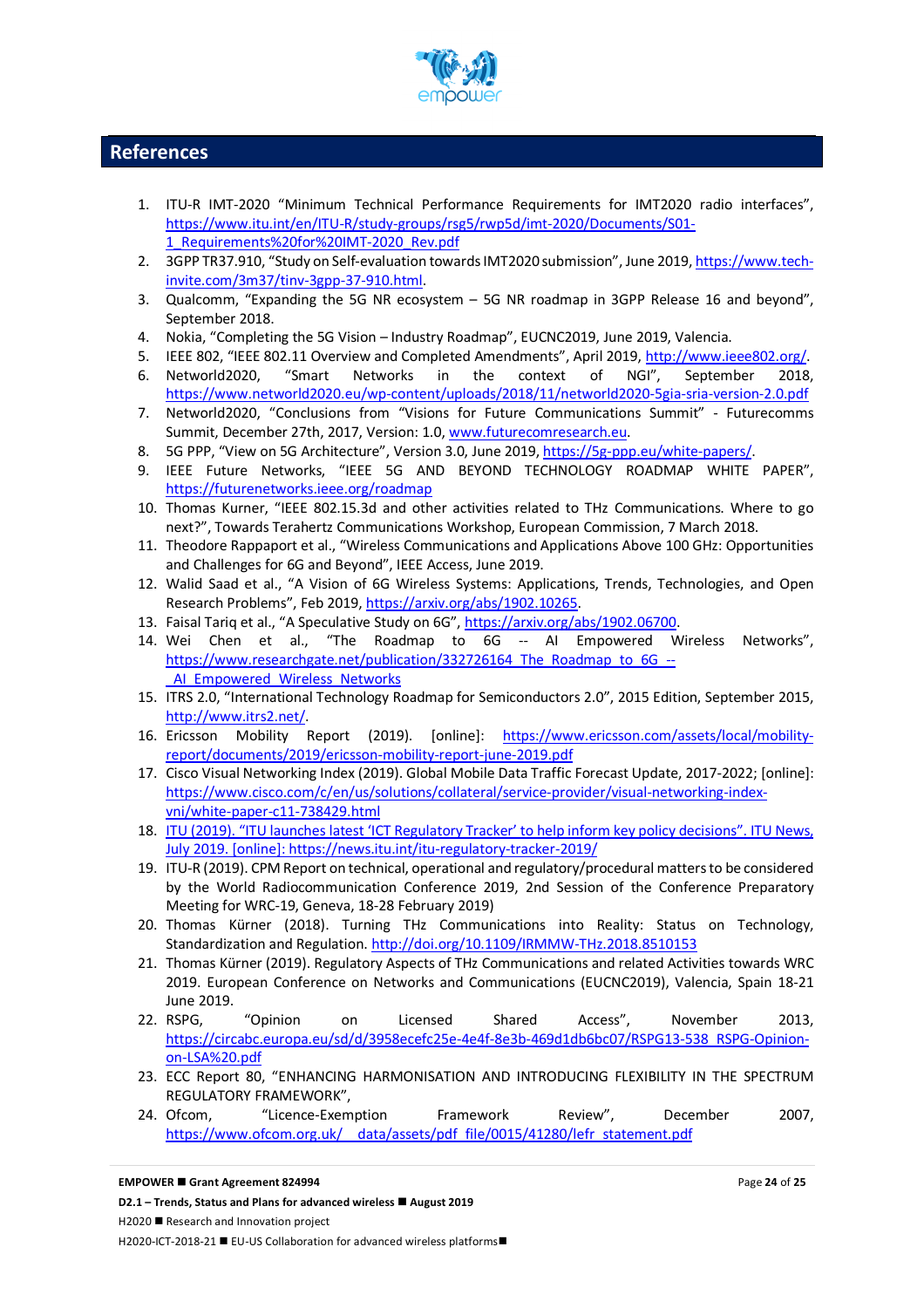## References

1. ITU-R IMT-2020 "Minimum Technical Performance Requirements for IMT2020 radio interfaces", https://www.itu.int/en/ITU-R/study-groups/rsg5/rwp5d/imt-2020/Documents/S01-1_Requirements%20for%20IMT-2020_Rev.pdf
2. 3GPP TR37.910, "Study on Self-evaluation towards IMT2020 submission", June 2019, https://www.tech-invite.com/3m37/tinv-3gpp-37-910.html.
3. Qualcomm, "Expanding the 5G NR ecosystem – 5G NR roadmap in 3GPP Release 16 and beyond", September 2018.
4. Nokia, "Completing the 5G Vision – Industry Roadmap", EUCNC2019, June 2019, Valencia.
5. IEEE 802, "IEEE 802.11 Overview and Completed Amendments", April 2019, http://www.ieee802.org/.
6. Networld2020, "Smart Networks in the context of NGI", September 2018, https://www.networld2020.eu/wp-content/uploads/2018/11/networld2020-5gia-sria-version-2.0.pdf
7. Networld2020, "Conclusions from "Visions for Future Communications Summit" - Futurecomms Summit, December 27th, 2017, Version: 1.0, www.futurecomresearch.eu.
8. 5G PPP, "View on 5G Architecture", Version 3.0, June 2019, https://5g-ppp.eu/white-papers/.
9. IEEE Future Networks, "IEEE 5G AND BEYOND TECHNOLOGY ROADMAP WHITE PAPER", https://futurenetworks.ieee.org/roadmap
10. Thomas Kurner, "IEEE 802.15.3d and other activities related to THz Communications. Where to go next?", Towards Terahertz Communications Workshop, European Commission, 7 March 2018.
11. Theodore Rappaport et al., "Wireless Communications and Applications Above 100 GHz: Opportunities and Challenges for 6G and Beyond", IEEE Access, June 2019.
12. Walid Saad et al., "A Vision of 6G Wireless Systems: Applications, Trends, Technologies, and Open Research Problems", Feb 2019, https://arxiv.org/abs/1902.10265.
13. Faisal Tariq et al., "A Speculative Study on 6G", https://arxiv.org/abs/1902.06700.
14. Wei Chen et al., "The Roadmap to 6G -- AI Empowered Wireless Networks", https://www.researchgate.net/publication/332726164_The_Roadmap_to_6G_--_AI_Empowered_Wireless_Networks
15. ITRS 2.0, "International Technology Roadmap for Semiconductors 2.0", 2015 Edition, September 2015, http://www.itrs2.net/.
16. Ericsson Mobility Report (2019). [online]: https://www.ericsson.com/assets/local/mobility-report/documents/2019/ericsson-mobility-report-june-2019.pdf
17. Cisco Visual Networking Index (2019). Global Mobile Data Traffic Forecast Update, 2017-2022; [online]: https://www.cisco.com/c/en/us/solutions/collateral/service-provider/visual-networking-index-vni/white-paper-c11-738429.html
18. ITU (2019). "ITU launches latest 'ICT Regulatory Tracker' to help inform key policy decisions". ITU News, July 2019. [online]: https://news.itu.int/itu-regulatory-tracker-2019/
19. ITU-R (2019). CPM Report on technical, operational and regulatory/procedural matters to be considered by the World Radiocommunication Conference 2019, 2nd Session of the Conference Preparatory Meeting for WRC-19, Geneva, 18-28 February 2019)
20. Thomas Kürner (2018). Turning THz Communications into Reality: Status on Technology, Standardization and Regulation. http://doi.org/10.1109/IRMMW-THz.2018.8510153
21. Thomas Kürner (2019). Regulatory Aspects of THz Communications and related Activities towards WRC 2019. European Conference on Networks and Communications (EUCNC2019), Valencia, Spain 18-21 June 2019.
22. RSPG, "Opinion on Licensed Shared Access", November 2013, https://circabc.europa.eu/sd/d/3958ecefc25e-4e4f-8e3b-469d1db6bc07/RSPG13-538_RSPG-Opinion-on-LSA%20.pdf
23. ECC Report 80, "ENHANCING HARMONISATION AND INTRODUCING FLEXIBILITY IN THE SPECTRUM REGULATORY FRAMEWORK",
24. Ofcom, "Licence-Exemption Framework Review", December 2007, https://www.ofcom.org.uk/__data/assets/pdf_file/0015/41280/lefr_statement.pdf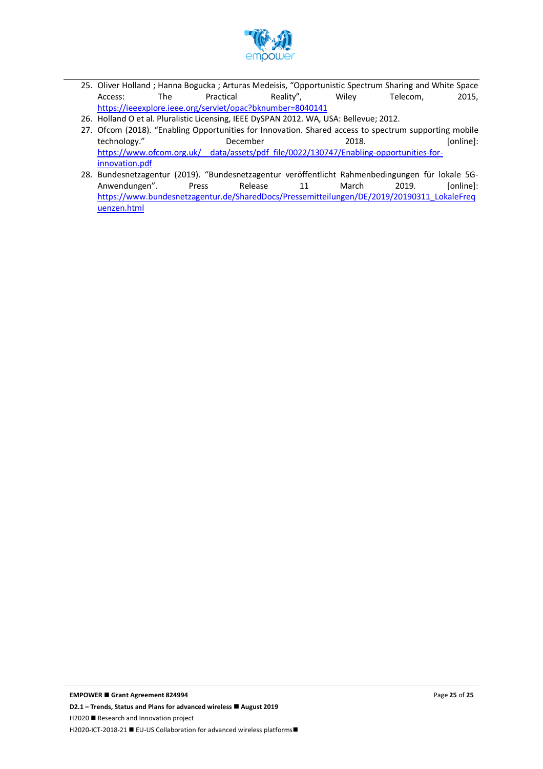25. Oliver Holland ; Hanna Bogucka ; Arturas Medeisis, “Opportunistic Spectrum Sharing and White Space Access: The Practical Reality”, Wiley Telecom, 2015, https://ieeexplore.ieee.org/servlet/opac?bknumber=8040141
26. Holland O et al. Pluralistic Licensing, IEEE DySPAN 2012. WA, USA: Bellevue; 2012.
27. Ofcom (2018). “Enabling Opportunities for Innovation. Shared access to spectrum supporting mobile technology.” December 2018. [online]: https://www.ofcom.org.uk/__data/assets/pdf_file/0022/130747/Enabling-opportunities-for-innovation.pdf
28. Bundesnetzagentur (2019). “Bundesnetzagentur veröffentlicht Rahmenbedingungen für lokale 5G-Anwendungen”. Press Release 11 March 2019. [online]: https://www.bundesnetzagentur.de/SharedDocs/Pressemitteilungen/DE/2019/20190311_LokaleFrequenzen.html